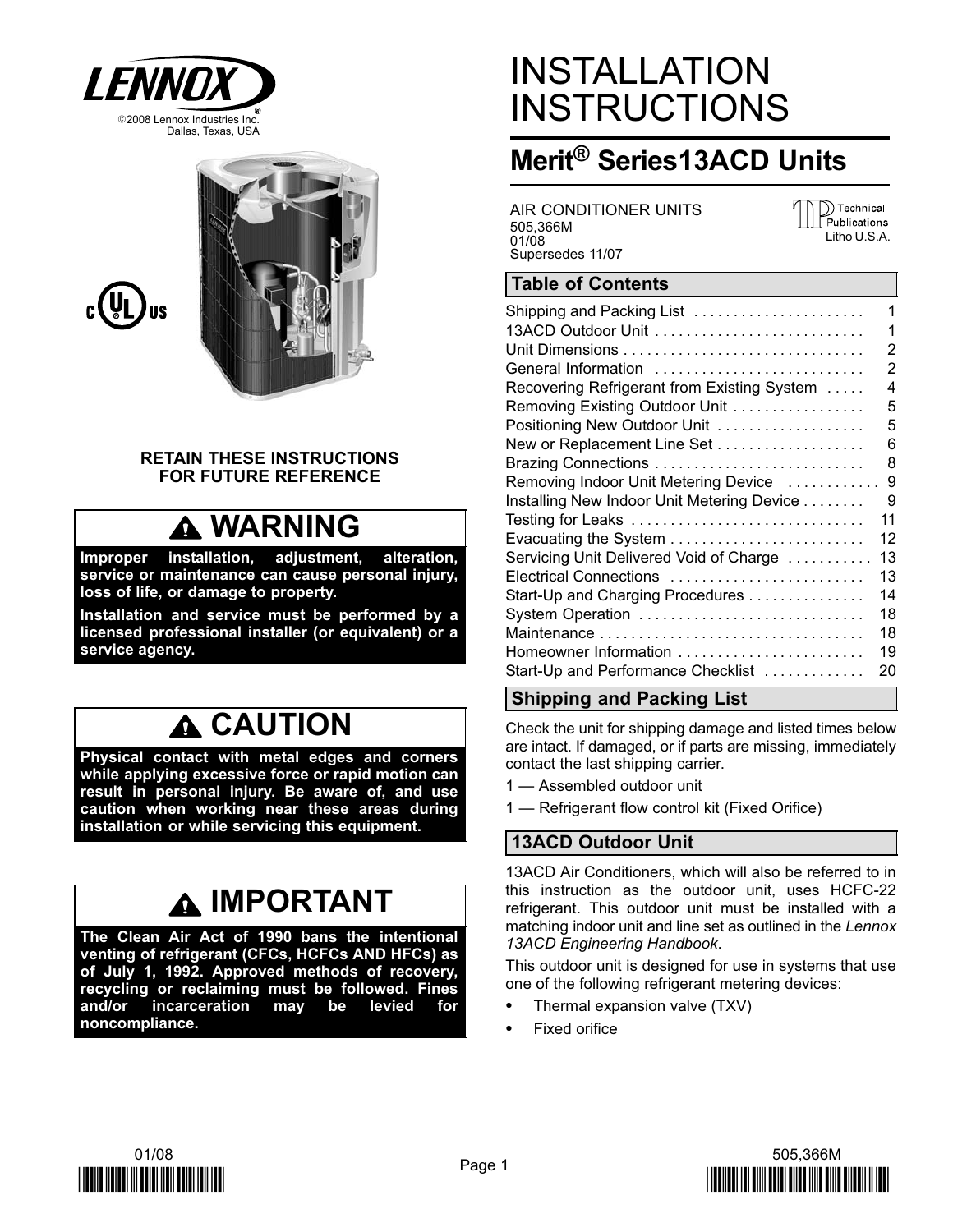©2008 Lennox Industries Inc.
Dallas, Texas, USA

# INSTALLATION INSTRUCTIONS

## Merit® Series13ACD Units

AIR CONDITIONER UNITS
505,366M
01/08
Supersedes 11/07

**RETAIN THESE INSTRUCTIONS FOR FUTURE REFERENCE**

> **WARNING**
>
> **Improper installation, adjustment, alteration, service or maintenance can cause personal injury, loss of life, or damage to property.**
>
> **Installation and service must be performed by a licensed professional installer (or equivalent) or a service agency.**

> **CAUTION**
>
> **Physical contact with metal edges and corners while applying excessive force or rapid motion can result in personal injury. Be aware of, and use caution when working near these areas during installation or while servicing this equipment.**

> **IMPORTANT**
>
> **The Clean Air Act of 1990 bans the intentional venting of refrigerant (CFCs, HCFCs AND HFCs) as of July 1, 1992. Approved methods of recovery, recycling or reclaiming must be followed. Fines and/or incarceration may be levied for noncompliance.**

## Table of Contents

| Section | Page |
|---|---|
| Shipping and Packing List | 1 |
| 13ACD Outdoor Unit | 1 |
| Unit Dimensions | 2 |
| General Information | 2 |
| Recovering Refrigerant from Existing System | 4 |
| Removing Existing Outdoor Unit | 5 |
| Positioning New Outdoor Unit | 5 |
| New or Replacement Line Set | 6 |
| Brazing Connections | 8 |
| Removing Indoor Unit Metering Device | 9 |
| Installing New Indoor Unit Metering Device | 9 |
| Testing for Leaks | 11 |
| Evacuating the System | 12 |
| Servicing Unit Delivered Void of Charge | 13 |
| Electrical Connections | 13 |
| Start-Up and Charging Procedures | 14 |
| System Operation | 18 |
| Maintenance | 18 |
| Homeowner Information | 19 |
| Start-Up and Performance Checklist | 20 |

## Shipping and Packing List

Check the unit for shipping damage and listed times below are intact. If damaged, or if parts are missing, immediately contact the last shipping carrier.

1 — Assembled outdoor unit

1 — Refrigerant flow control kit (Fixed Orifice)

## 13ACD Outdoor Unit

13ACD Air Conditioners, which will also be referred to in this instruction as the outdoor unit, uses HCFC-22 refrigerant. This outdoor unit must be installed with a matching indoor unit and line set as outlined in the *Lennox 13ACD Engineering Handbook*.

This outdoor unit is designed for use in systems that use one of the following refrigerant metering devices:

- Thermal expansion valve (TXV)
- Fixed orifice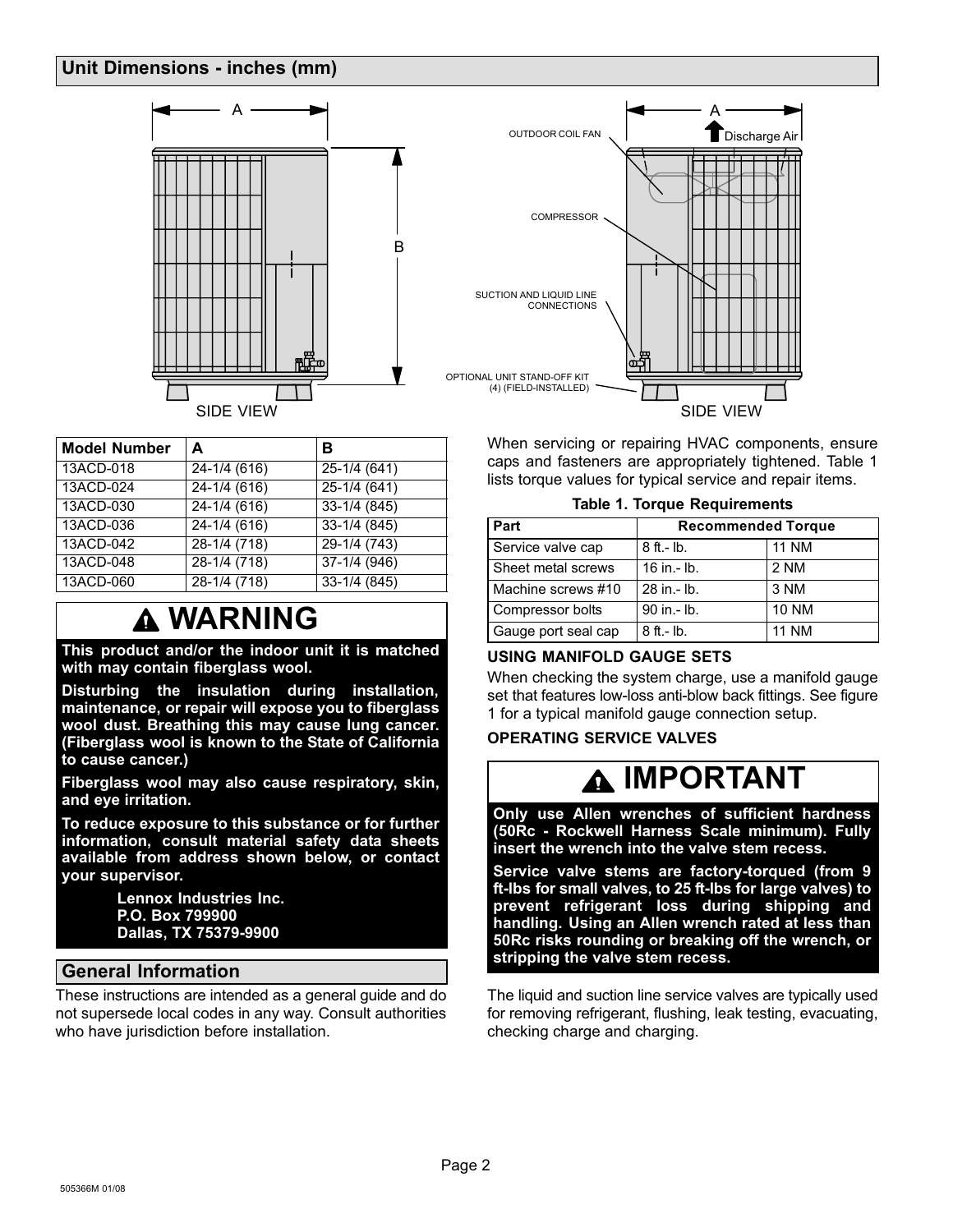## Unit Dimensions - inches (mm)

| Model Number | A | B |
| --- | --- | --- |
| 13ACD-018 | 24-1/4 (616) | 25-1/4 (641) |
| 13ACD-024 | 24-1/4 (616) | 25-1/4 (641) |
| 13ACD-030 | 24-1/4 (616) | 33-1/4 (845) |
| 13ACD-036 | 24-1/4 (616) | 33-1/4 (845) |
| 13ACD-042 | 28-1/4 (718) | 29-1/4 (743) |
| 13ACD-048 | 28-1/4 (718) | 37-1/4 (946) |
| 13ACD-060 | 28-1/4 (718) | 33-1/4 (845) |

## ⚠ WARNING

**This product and/or the indoor unit it is matched with may contain fiberglass wool.**

**Disturbing the insulation during installation, maintenance, or repair will expose you to fiberglass wool dust. Breathing this may cause lung cancer. (Fiberglass wool is known to the State of California to cause cancer.)**

**Fiberglass wool may also cause respiratory, skin, and eye irritation.**

**To reduce exposure to this substance or for further information, consult material safety data sheets available from address shown below, or contact your supervisor.**

**Lennox Industries Inc.**
**P.O. Box 799900**
**Dallas, TX 75379-9900**

## General Information

These instructions are intended as a general guide and do not supersede local codes in any way. Consult authorities who have jurisdiction before installation.

When servicing or repairing HVAC components, ensure caps and fasteners are appropriately tightened. Table 1 lists torque values for typical service and repair items.

**Table 1. Torque Requirements**

| Part | Recommended Torque | |
| --- | --- | --- |
| Service valve cap | 8 ft.- lb. | 11 NM |
| Sheet metal screws | 16 in.- lb. | 2 NM |
| Machine screws #10 | 28 in.- lb. | 3 NM |
| Compressor bolts | 90 in.- lb. | 10 NM |
| Gauge port seal cap | 8 ft.- lb. | 11 NM |

### USING MANIFOLD GAUGE SETS

When checking the system charge, use a manifold gauge set that features low-loss anti-blow back fittings. See figure 1 for a typical manifold gauge connection setup.

### OPERATING SERVICE VALVES

## ⚠ IMPORTANT

**Only use Allen wrenches of sufficient hardness (50Rc - Rockwell Harness Scale minimum). Fully insert the wrench into the valve stem recess.**

**Service valve stems are factory-torqued (from 9 ft-lbs for small valves, to 25 ft-lbs for large valves) to prevent refrigerant loss during shipping and handling. Using an Allen wrench rated at less than 50Rc risks rounding or breaking off the wrench, or stripping the valve stem recess.**

The liquid and suction line service valves are typically used for removing refrigerant, flushing, leak testing, evacuating, checking charge and charging.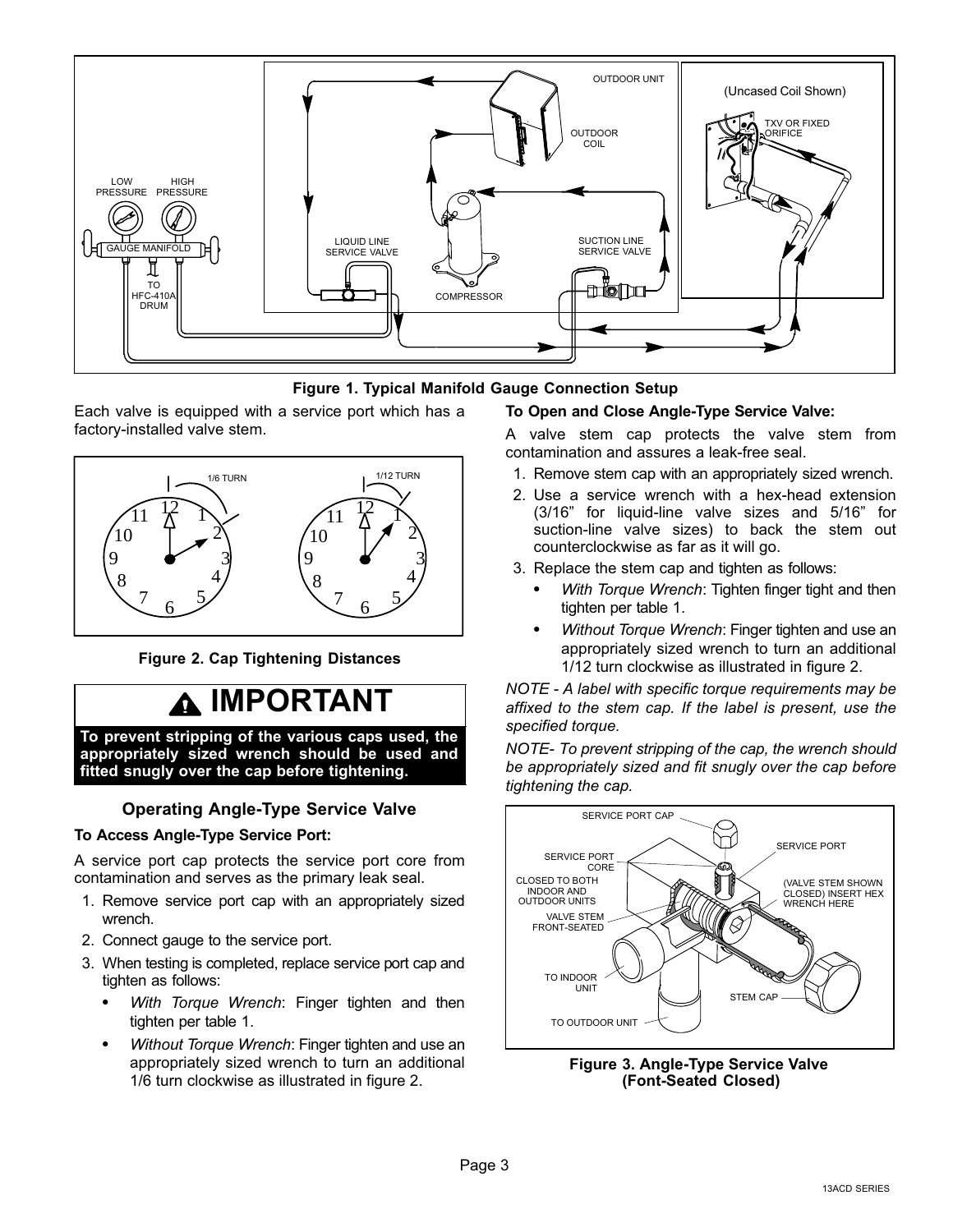Figure 1. Typical Manifold Gauge Connection Setup

Each valve is equipped with a service port which has a factory-installed valve stem.

Figure 2. Cap Tightening Distances

## IMPORTANT

**To prevent stripping of the various caps used, the appropriately sized wrench should be used and fitted snugly over the cap before tightening.**

### Operating Angle-Type Service Valve

**To Access Angle-Type Service Port:**

A service port cap protects the service port core from contamination and serves as the primary leak seal.

1. Remove service port cap with an appropriately sized wrench.
2. Connect gauge to the service port.
3. When testing is completed, replace service port cap and tighten as follows:
   - *With Torque Wrench*: Finger tighten and then tighten per table 1.
   - *Without Torque Wrench*: Finger tighten and use an appropriately sized wrench to turn an additional 1/6 turn clockwise as illustrated in figure 2.

**To Open and Close Angle-Type Service Valve:**

A valve stem cap protects the valve stem from contamination and assures a leak-free seal.

1. Remove stem cap with an appropriately sized wrench.
2. Use a service wrench with a hex-head extension (3/16" for liquid-line valve sizes and 5/16" for suction-line valve sizes) to back the stem out counterclockwise as far as it will go.
3. Replace the stem cap and tighten as follows:
   - *With Torque Wrench*: Tighten finger tight and then tighten per table 1.
   - *Without Torque Wrench*: Finger tighten and use an appropriately sized wrench to turn an additional 1/12 turn clockwise as illustrated in figure 2.

*NOTE - A label with specific torque requirements may be affixed to the stem cap. If the label is present, use the specified torque.*

*NOTE- To prevent stripping of the cap, the wrench should be appropriately sized and fit snugly over the cap before tightening the cap.*

Figure 3. Angle-Type Service Valve (Font-Seated Closed)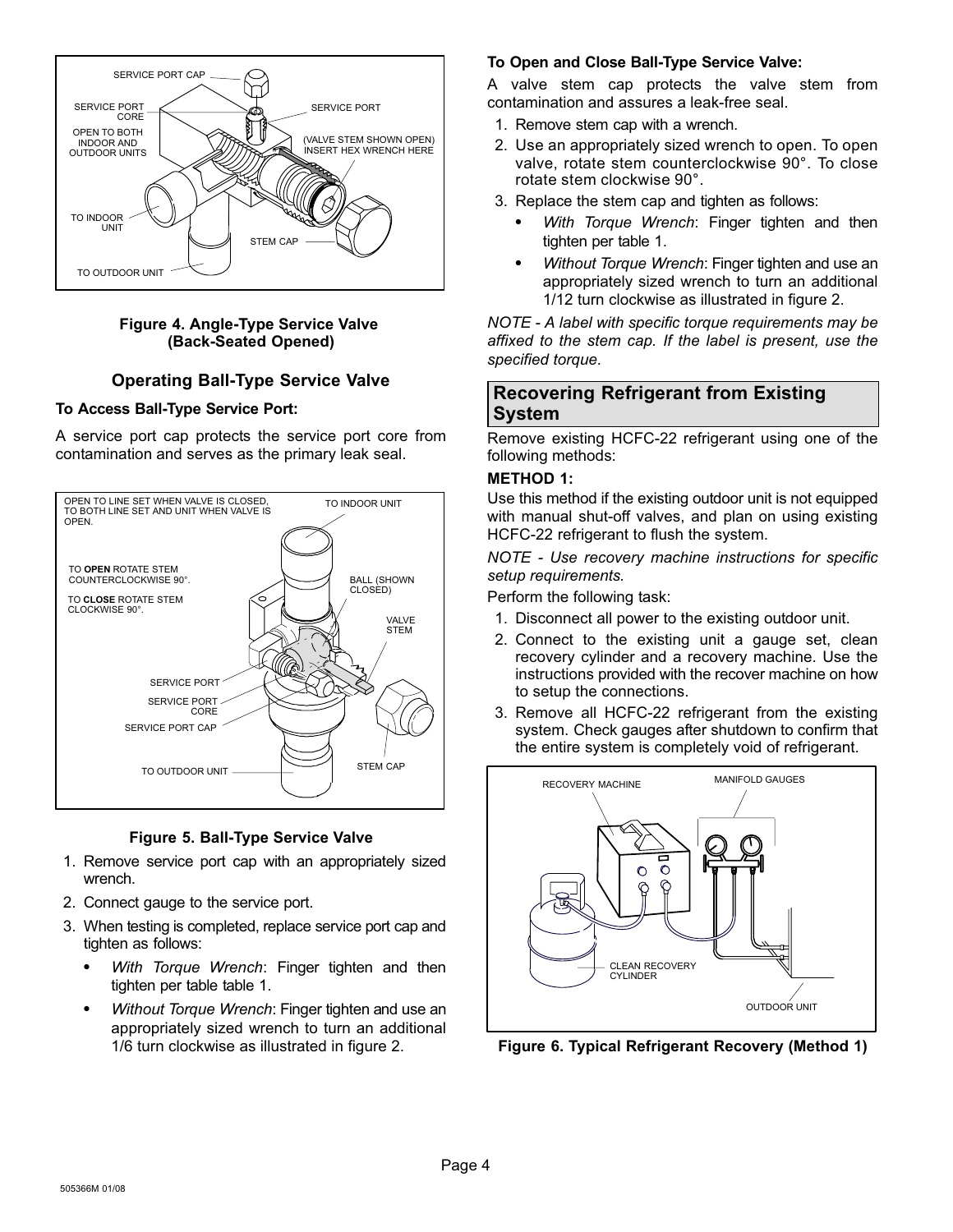Figure 4. Angle-Type Service Valve (Back-Seated Opened)

## Operating Ball-Type Service Valve

**To Access Ball-Type Service Port:**

A service port cap protects the service port core from contamination and serves as the primary leak seal.

Figure 5. Ball-Type Service Valve

1. Remove service port cap with an appropriately sized wrench.
2. Connect gauge to the service port.
3. When testing is completed, replace service port cap and tighten as follows:
   - *With Torque Wrench*: Finger tighten and then tighten per table table 1.
   - *Without Torque Wrench*: Finger tighten and use an appropriately sized wrench to turn an additional 1/6 turn clockwise as illustrated in figure 2.

**To Open and Close Ball-Type Service Valve:**

A valve stem cap protects the valve stem from contamination and assures a leak-free seal.

1. Remove stem cap with a wrench.
2. Use an appropriately sized wrench to open. To open valve, rotate stem counterclockwise 90°. To close rotate stem clockwise 90°.
3. Replace the stem cap and tighten as follows:
   - *With Torque Wrench*: Finger tighten and then tighten per table 1.
   - *Without Torque Wrench*: Finger tighten and use an appropriately sized wrench to turn an additional 1/12 turn clockwise as illustrated in figure 2.

*NOTE - A label with specific torque requirements may be affixed to the stem cap. If the label is present, use the specified torque.*

## Recovering Refrigerant from Existing System

Remove existing HCFC-22 refrigerant using one of the following methods:

**METHOD 1:**

Use this method if the existing outdoor unit is not equipped with manual shut-off valves, and plan on using existing HCFC-22 refrigerant to flush the system.

*NOTE - Use recovery machine instructions for specific setup requirements.*

Perform the following task:

1. Disconnect all power to the existing outdoor unit.
2. Connect to the existing unit a gauge set, clean recovery cylinder and a recovery machine. Use the instructions provided with the recover machine on how to setup the connections.
3. Remove all HCFC-22 refrigerant from the existing system. Check gauges after shutdown to confirm that the entire system is completely void of refrigerant.

Figure 6. Typical Refrigerant Recovery (Method 1)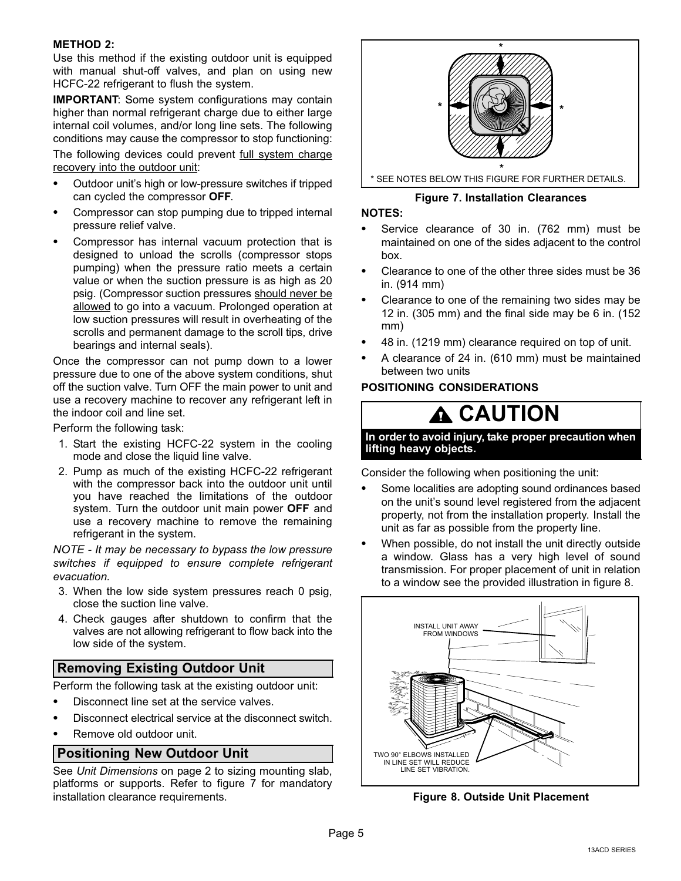**METHOD 2:**

Use this method if the existing outdoor unit is equipped with manual shut-off valves, and plan on using new HCFC-22 refrigerant to flush the system.

**IMPORTANT**: Some system configurations may contain higher than normal refrigerant charge due to either large internal coil volumes, and/or long line sets. The following conditions may cause the compressor to stop functioning:

The following devices could prevent full system charge recovery into the outdoor unit:

- Outdoor unit's high or low-pressure switches if tripped can cycled the compressor **OFF**.
- Compressor can stop pumping due to tripped internal pressure relief valve.
- Compressor has internal vacuum protection that is designed to unload the scrolls (compressor stops pumping) when the pressure ratio meets a certain value or when the suction pressure is as high as 20 psig. (Compressor suction pressures should never be allowed to go into a vacuum. Prolonged operation at low suction pressures will result in overheating of the scrolls and permanent damage to the scroll tips, drive bearings and internal seals).

Once the compressor can not pump down to a lower pressure due to one of the above system conditions, shut off the suction valve. Turn OFF the main power to unit and use a recovery machine to recover any refrigerant left in the indoor coil and line set.

Perform the following task:

1. Start the existing HCFC-22 system in the cooling mode and close the liquid line valve.
2. Pump as much of the existing HCFC-22 refrigerant with the compressor back into the outdoor unit until you have reached the limitations of the outdoor system. Turn the outdoor unit main power **OFF** and use a recovery machine to remove the remaining refrigerant in the system.

*NOTE - It may be necessary to bypass the low pressure switches if equipped to ensure complete refrigerant evacuation.*

3. When the low side system pressures reach 0 psig, close the suction line valve.
4. Check gauges after shutdown to confirm that the valves are not allowing refrigerant to flow back into the low side of the system.

## Removing Existing Outdoor Unit

Perform the following task at the existing outdoor unit:

- Disconnect line set at the service valves.
- Disconnect electrical service at the disconnect switch.
- Remove old outdoor unit.

## Positioning New Outdoor Unit

See *Unit Dimensions* on page 2 to sizing mounting slab, platforms or supports. Refer to figure 7 for mandatory installation clearance requirements.

* SEE NOTES BELOW THIS FIGURE FOR FURTHER DETAILS.

**Figure 7. Installation Clearances**

**NOTES:**

- Service clearance of 30 in. (762 mm) must be maintained on one of the sides adjacent to the control box.
- Clearance to one of the other three sides must be 36 in. (914 mm)
- Clearance to one of the remaining two sides may be 12 in. (305 mm) and the final side may be 6 in. (152 mm)
- 48 in. (1219 mm) clearance required on top of unit.
- A clearance of 24 in. (610 mm) must be maintained between two units

**POSITIONING CONSIDERATIONS**

> **⚠ CAUTION**
>
> **In order to avoid injury, take proper precaution when lifting heavy objects.**

Consider the following when positioning the unit:

- Some localities are adopting sound ordinances based on the unit's sound level registered from the adjacent property, not from the installation property. Install the unit as far as possible from the property line.
- When possible, do not install the unit directly outside a window. Glass has a very high level of sound transmission. For proper placement of unit in relation to a window see the provided illustration in figure 8.

INSTALL UNIT AWAY FROM WINDOWS

TWO 90° ELBOWS INSTALLED IN LINE SET WILL REDUCE LINE SET VIBRATION.

**Figure 8. Outside Unit Placement**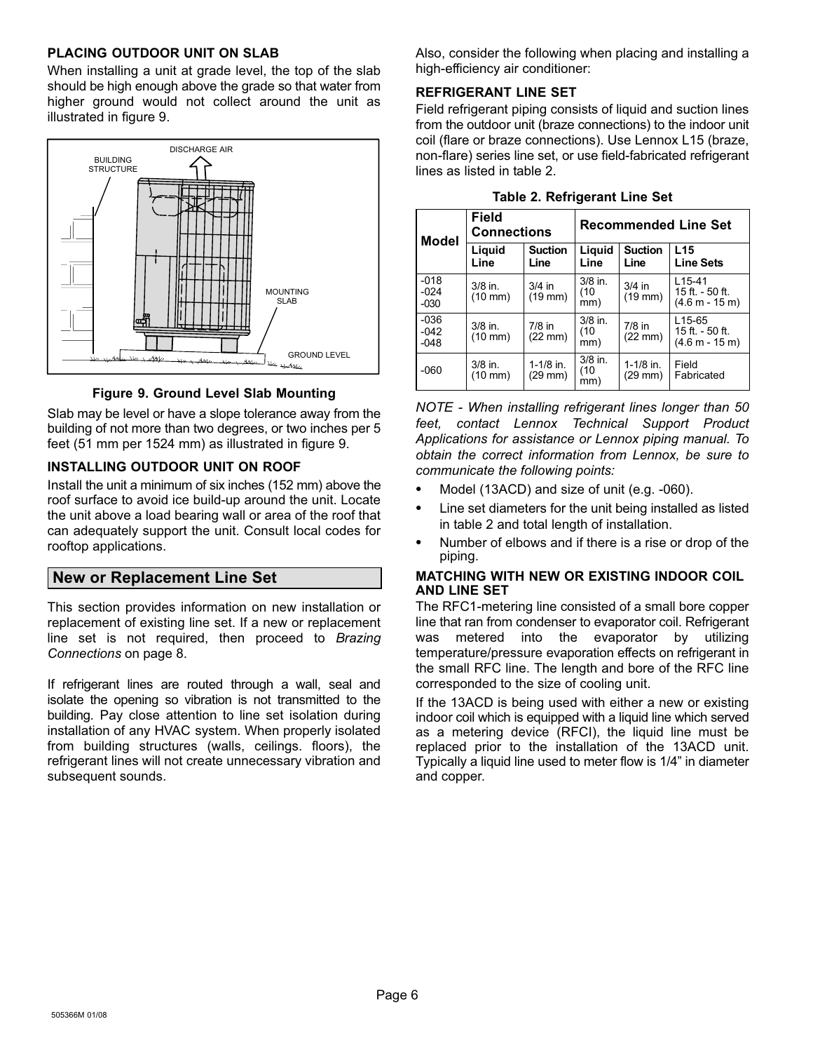### PLACING OUTDOOR UNIT ON SLAB

When installing a unit at grade level, the top of the slab should be high enough above the grade so that water from higher ground would not collect around the unit as illustrated in figure 9.

**Figure 9. Ground Level Slab Mounting**

Slab may be level or have a slope tolerance away from the building of not more than two degrees, or two inches per 5 feet (51 mm per 1524 mm) as illustrated in figure 9.

### INSTALLING OUTDOOR UNIT ON ROOF

Install the unit a minimum of six inches (152 mm) above the roof surface to avoid ice build-up around the unit. Locate the unit above a load bearing wall or area of the roof that can adequately support the unit. Consult local codes for rooftop applications.

## New or Replacement Line Set

This section provides information on new installation or replacement of existing line set. If a new or replacement line set is not required, then proceed to *Brazing Connections* on page 8.

If refrigerant lines are routed through a wall, seal and isolate the opening so vibration is not transmitted to the building. Pay close attention to line set isolation during installation of any HVAC system. When properly isolated from building structures (walls, ceilings. floors), the refrigerant lines will not create unnecessary vibration and subsequent sounds.

Also, consider the following when placing and installing a high-efficiency air conditioner:

### REFRIGERANT LINE SET

Field refrigerant piping consists of liquid and suction lines from the outdoor unit (braze connections) to the indoor unit coil (flare or braze connections). Use Lennox L15 (braze, non-flare) series line set, or use field-fabricated refrigerant lines as listed in table 2.

**Table 2. Refrigerant Line Set**

| Model | Field Connections | | Recommended Line Set | | |
|---|---|---|---|---|---|
| | Liquid Line | Suction Line | Liquid Line | Suction Line | L15 Line Sets |
| -018 -024 -030 | 3/8 in. (10 mm) | 3/4 in (19 mm) | 3/8 in. (10 mm) | 3/4 in (19 mm) | L15-41 15 ft. - 50 ft. (4.6 m - 15 m) |
| -036 -042 -048 | 3/8 in. (10 mm) | 7/8 in (22 mm) | 3/8 in. (10 mm) | 7/8 in (22 mm) | L15-65 15 ft. - 50 ft. (4.6 m - 15 m) |
| -060 | 3/8 in. (10 mm) | 1-1/8 in. (29 mm) | 3/8 in. (10 mm) | 1-1/8 in. (29 mm) | Field Fabricated |

*NOTE - When installing refrigerant lines longer than 50 feet, contact Lennox Technical Support Product Applications for assistance or Lennox piping manual. To obtain the correct information from Lennox, be sure to communicate the following points:*

- Model (13ACD) and size of unit (e.g. -060).
- Line set diameters for the unit being installed as listed in table 2 and total length of installation.
- Number of elbows and if there is a rise or drop of the piping.

### MATCHING WITH NEW OR EXISTING INDOOR COIL AND LINE SET

The RFC1-metering line consisted of a small bore copper line that ran from condenser to evaporator coil. Refrigerant was metered into the evaporator by utilizing temperature/pressure evaporation effects on refrigerant in the small RFC line. The length and bore of the RFC line corresponded to the size of cooling unit.

If the 13ACD is being used with either a new or existing indoor coil which is equipped with a liquid line which served as a metering device (RFCI), the liquid line must be replaced prior to the installation of the 13ACD unit. Typically a liquid line used to meter flow is 1/4" in diameter and copper.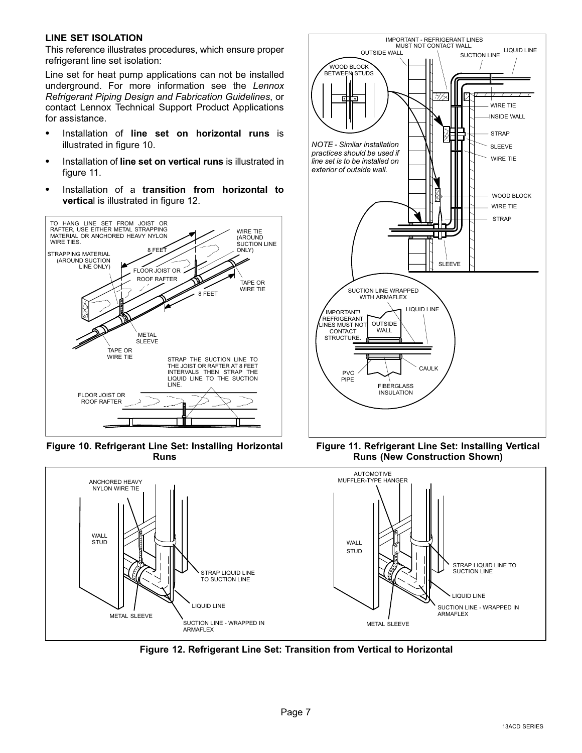## LINE SET ISOLATION

This reference illustrates procedures, which ensure proper refrigerant line set isolation:

Line set for heat pump applications can not be installed underground. For more information see the *Lennox Refrigerant Piping Design and Fabrication Guidelines*, or contact Lennox Technical Support Product Applications for assistance.

- Installation of **line set on horizontal runs** is illustrated in figure 10.
- Installation of **line set on vertical runs** is illustrated in figure 11.
- Installation of a **transition from horizontal to vertica**l is illustrated in figure 12.

TO HANG LINE SET FROM JOIST OR RAFTER, USE EITHER METAL STRAPPING MATERIAL OR ANCHORED HEAVY NYLON WIRE TIES.

STRAPPING MATERIAL (AROUND SUCTION LINE ONLY)

8 FEET

FLOOR JOIST OR ROOF RAFTER

WIRE TIE (AROUND SUCTION LINE ONLY)

TAPE OR WIRE TIE

8 FEET

METAL SLEEVE

TAPE OR WIRE TIE

STRAP THE SUCTION LINE TO THE JOIST OR RAFTER AT 8 FEET INTERVALS THEN STRAP THE LIQUID LINE TO THE SUCTION LINE.

FLOOR JOIST OR ROOF RAFTER

**Figure 10. Refrigerant Line Set: Installing Horizontal Runs**

IMPORTANT - REFRIGERANT LINES MUST NOT CONTACT WALL.

OUTSIDE WALL

SUCTION LINE

LIQUID LINE

WOOD BLOCK BETWEEN STUDS

WIRE TIE

INSIDE WALL

STRAP

SLEEVE

WIRE TIE

*NOTE - Similar installation practices should be used if line set is to be installed on exterior of outside wall.*

WOOD BLOCK

WIRE TIE

STRAP

SLEEVE

SUCTION LINE WRAPPED WITH ARMAFLEX

LIQUID LINE

IMPORTANT! REFRIGERANT LINES MUST NOT CONTACT STRUCTURE.

OUTSIDE WALL

CAULK

PVC PIPE

FIBERGLASS INSULATION

**Figure 11. Refrigerant Line Set: Installing Vertical Runs (New Construction Shown)**

ANCHORED HEAVY NYLON WIRE TIE

WALL STUD

STRAP LIQUID LINE TO SUCTION LINE

LIQUID LINE

METAL SLEEVE

SUCTION LINE - WRAPPED IN ARMAFLEX

AUTOMOTIVE MUFFLER-TYPE HANGER

WALL STUD

STRAP LIQUID LINE TO SUCTION LINE

LIQUID LINE

SUCTION LINE - WRAPPED IN ARMAFLEX

METAL SLEEVE

**Figure 12. Refrigerant Line Set: Transition from Vertical to Horizontal**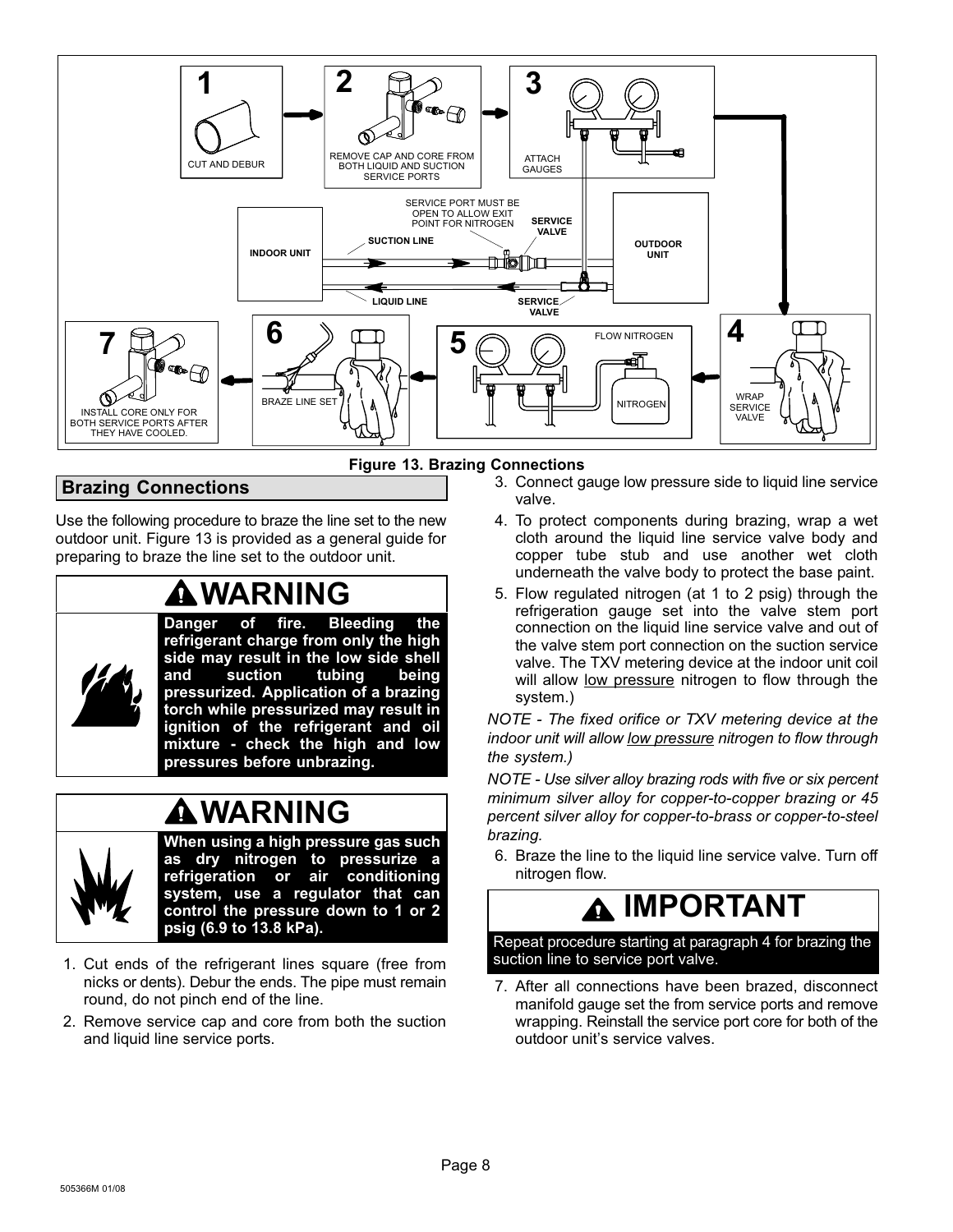**Figure 13. Brazing Connections**

## Brazing Connections

Use the following procedure to braze the line set to the new outdoor unit. Figure 13 is provided as a general guide for preparing to braze the line set to the outdoor unit.

> **WARNING**
>
> **Danger of fire. Bleeding the refrigerant charge from only the high side may result in the low side shell and suction tubing being pressurized. Application of a brazing torch while pressurized may result in ignition of the refrigerant and oil mixture - check the high and low pressures before unbrazing.**

> **WARNING**
>
> **When using a high pressure gas such as dry nitrogen to pressurize a refrigeration or air conditioning system, use a regulator that can control the pressure down to 1 or 2 psig (6.9 to 13.8 kPa).**

1. Cut ends of the refrigerant lines square (free from nicks or dents). Debur the ends. The pipe must remain round, do not pinch end of the line.
2. Remove service cap and core from both the suction and liquid line service ports.
3. Connect gauge low pressure side to liquid line service valve.
4. To protect components during brazing, wrap a wet cloth around the liquid line service valve body and copper tube stub and use another wet cloth underneath the valve body to protect the base paint.
5. Flow regulated nitrogen (at 1 to 2 psig) through the refrigeration gauge set into the valve stem port connection on the liquid line service valve and out of the valve stem port connection on the suction service valve. The TXV metering device at the indoor unit coil will allow low pressure nitrogen to flow through the system.)

*NOTE - The fixed orifice or TXV metering device at the indoor unit will allow low pressure nitrogen to flow through the system.)*

*NOTE - Use silver alloy brazing rods with five or six percent minimum silver alloy for copper-to-copper brazing or 45 percent silver alloy for copper-to-brass or copper-to-steel brazing.*

6. Braze the line to the liquid line service valve. Turn off nitrogen flow.

> **IMPORTANT**
>
> Repeat procedure starting at paragraph 4 for brazing the suction line to service port valve.

7. After all connections have been brazed, disconnect manifold gauge set the from service ports and remove wrapping. Reinstall the service port core for both of the outdoor unit's service valves.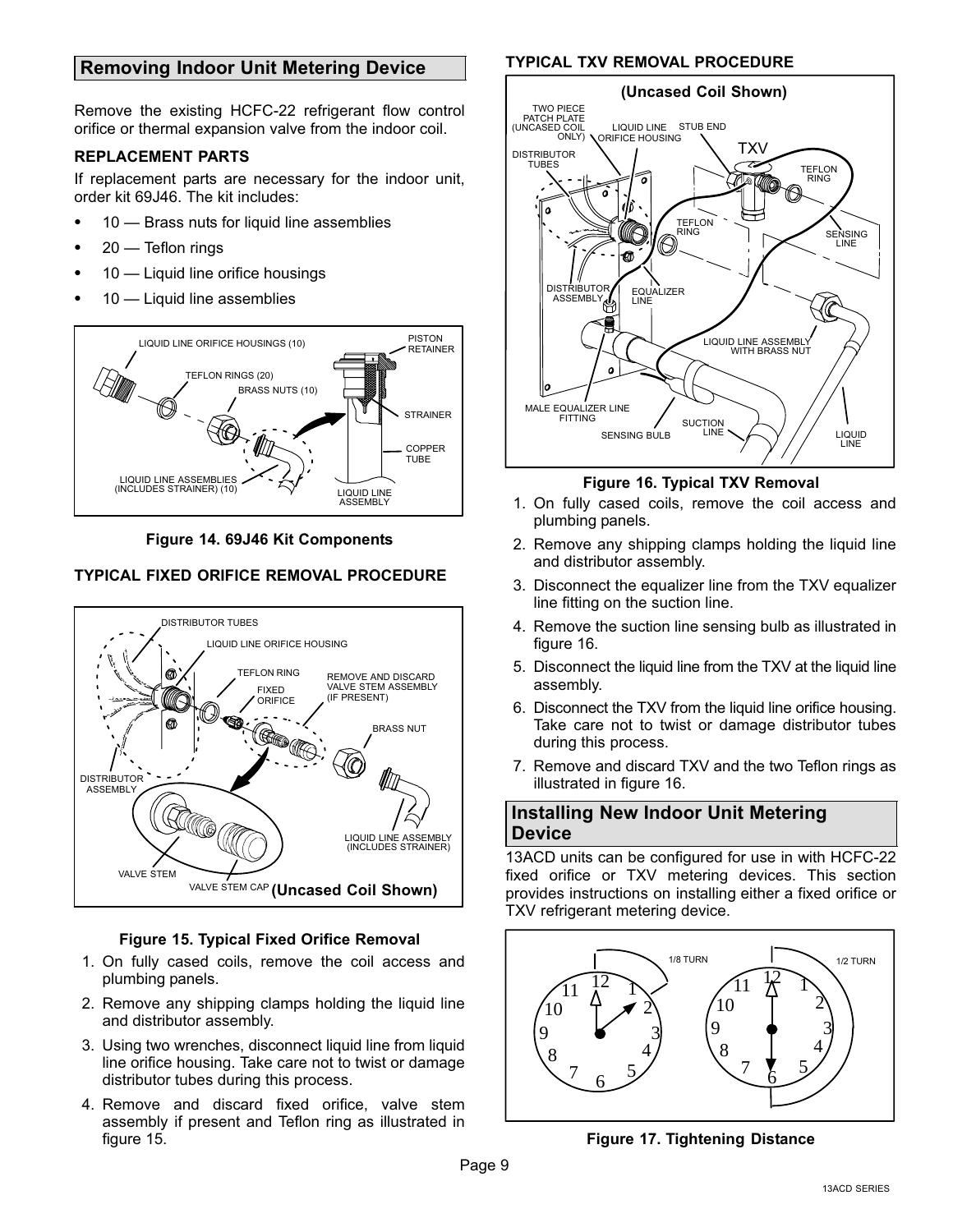## Removing Indoor Unit Metering Device

Remove the existing HCFC-22 refrigerant flow control orifice or thermal expansion valve from the indoor coil.

### REPLACEMENT PARTS

If replacement parts are necessary for the indoor unit, order kit 69J46. The kit includes:

- 10 — Brass nuts for liquid line assemblies
- 20 — Teflon rings
- 10 — Liquid line orifice housings
- 10 — Liquid line assemblies

**Figure 14. 69J46 Kit Components**

### TYPICAL FIXED ORIFICE REMOVAL PROCEDURE

**Figure 15. Typical Fixed Orifice Removal**

1. On fully cased coils, remove the coil access and plumbing panels.
2. Remove any shipping clamps holding the liquid line and distributor assembly.
3. Using two wrenches, disconnect liquid line from liquid line orifice housing. Take care not to twist or damage distributor tubes during this process.
4. Remove and discard fixed orifice, valve stem assembly if present and Teflon ring as illustrated in figure 15.

### TYPICAL TXV REMOVAL PROCEDURE

**Figure 16. Typical TXV Removal**

1. On fully cased coils, remove the coil access and plumbing panels.
2. Remove any shipping clamps holding the liquid line and distributor assembly.
3. Disconnect the equalizer line from the TXV equalizer line fitting on the suction line.
4. Remove the suction line sensing bulb as illustrated in figure 16.
5. Disconnect the liquid line from the TXV at the liquid line assembly.
6. Disconnect the TXV from the liquid line orifice housing. Take care not to twist or damage distributor tubes during this process.
7. Remove and discard TXV and the two Teflon rings as illustrated in figure 16.

## Installing New Indoor Unit Metering Device

13ACD units can be configured for use in with HCFC-22 fixed orifice or TXV metering devices. This section provides instructions on installing either a fixed orifice or TXV refrigerant metering device.

**Figure 17. Tightening Distance**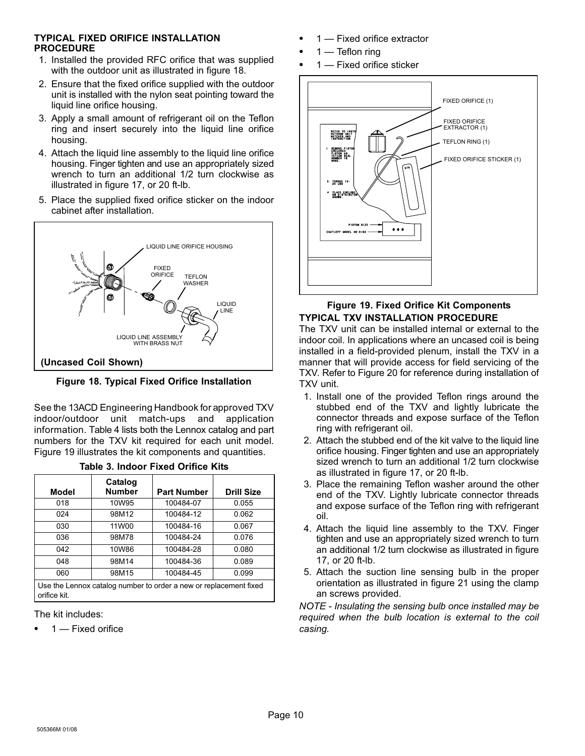### TYPICAL FIXED ORIFICE INSTALLATION PROCEDURE

1. Installed the provided RFC orifice that was supplied with the outdoor unit as illustrated in figure 18.
2. Ensure that the fixed orifice supplied with the outdoor unit is installed with the nylon seat pointing toward the liquid line orifice housing.
3. Apply a small amount of refrigerant oil on the Teflon ring and insert securely into the liquid line orifice housing.
4. Attach the liquid line assembly to the liquid line orifice housing. Finger tighten and use an appropriately sized wrench to turn an additional 1/2 turn clockwise as illustrated in figure 17, or 20 ft-lb.
5. Place the supplied fixed orifice sticker on the indoor cabinet after installation.

**Figure 18. Typical Fixed Orifice Installation**

See the 13ACD Engineering Handbook for approved TXV indoor/outdoor unit match-ups and application information. Table 4 lists both the Lennox catalog and part numbers for the TXV kit required for each unit model. Figure 19 illustrates the kit components and quantities.

**Table 3. Indoor Fixed Orifice Kits**

| Model | Catalog Number | Part Number | Drill Size |
|---|---|---|---|
| 018 | 10W95 | 100484-07 | 0.055 |
| 024 | 98M12 | 100484-12 | 0.062 |
| 030 | 11W00 | 100484-16 | 0.067 |
| 036 | 98M78 | 100484-24 | 0.076 |
| 042 | 10W86 | 100484-28 | 0.080 |
| 048 | 98M14 | 100484-36 | 0.089 |
| 060 | 98M15 | 100484-45 | 0.099 |
| Use the Lennox catalog number to order a new or replacement fixed orifice kit. | | | |

The kit includes:

- 1 — Fixed orifice
- 1 — Fixed orifice extractor
- 1 — Teflon ring
- 1 — Fixed orifice sticker

**Figure 19. Fixed Orifice Kit Components**

### TYPICAL TXV INSTALLATION PROCEDURE

The TXV unit can be installed internal or external to the indoor coil. In applications where an uncased coil is being installed in a field-provided plenum, install the TXV in a manner that will provide access for field servicing of the TXV. Refer to Figure 20 for reference during installation of TXV unit.

1. Install one of the provided Teflon rings around the stubbed end of the TXV and lightly lubricate the connector threads and expose surface of the Teflon ring with refrigerant oil.
2. Attach the stubbed end of the kit valve to the liquid line orifice housing. Finger tighten and use an appropriately sized wrench to turn an additional 1/2 turn clockwise as illustrated in figure 17, or 20 ft-lb.
3. Place the remaining Teflon washer around the other end of the TXV. Lightly lubricate connector threads and expose surface of the Teflon ring with refrigerant oil.
4. Attach the liquid line assembly to the TXV. Finger tighten and use an appropriately sized wrench to turn an additional 1/2 turn clockwise as illustrated in figure 17, or 20 ft-lb.
5. Attach the suction line sensing bulb in the proper orientation as illustrated in figure 21 using the clamp an screws provided.

*NOTE - Insulating the sensing bulb once installed may be required when the bulb location is external to the coil casing.*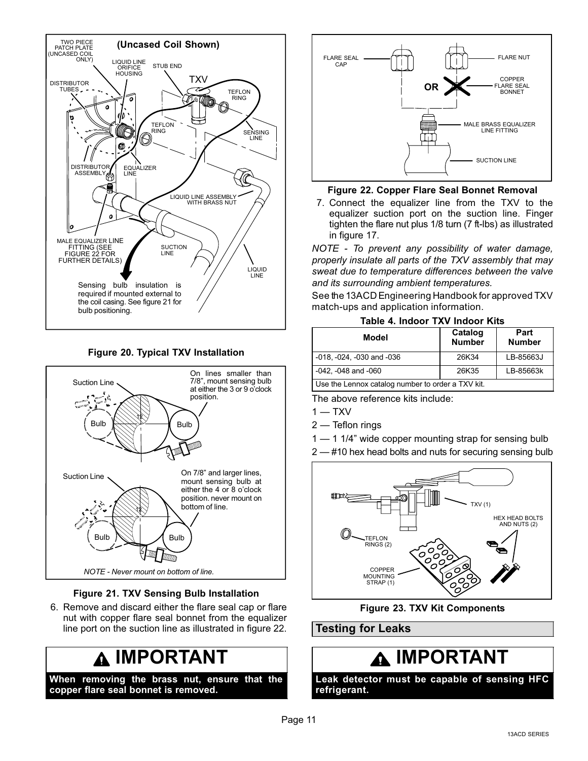**Figure 20. Typical TXV Installation**

**Figure 21. TXV Sensing Bulb Installation**

6. Remove and discard either the flare seal cap or flare nut with copper flare seal bonnet from the equalizer line port on the suction line as illustrated in figure 22.

## ⚠ IMPORTANT

**When removing the brass nut, ensure that the copper flare seal bonnet is removed.**

**Figure 22. Copper Flare Seal Bonnet Removal**

7. Connect the equalizer line from the TXV to the equalizer suction port on the suction line. Finger tighten the flare nut plus 1/8 turn (7 ft-lbs) as illustrated in figure 17.

*NOTE - To prevent any possibility of water damage, properly insulate all parts of the TXV assembly that may sweat due to temperature differences between the valve and its surrounding ambient temperatures.*

See the 13ACD Engineering Handbook for approved TXV match-ups and application information.

**Table 4. Indoor TXV Indoor Kits**

| Model | Catalog Number | Part Number |
|---|---|---|
| -018, -024, -030 and -036 | 26K34 | LB-85663J |
| -042, -048 and -060 | 26K35 | LB-85663k |
| Use the Lennox catalog number to order a TXV kit. | | |

The above reference kits include:

1 — TXV

2 — Teflon rings

1 — 1 1/4" wide copper mounting strap for sensing bulb

2 — #10 hex head bolts and nuts for securing sensing bulb

**Figure 23. TXV Kit Components**

## Testing for Leaks

## ⚠ IMPORTANT

**Leak detector must be capable of sensing HFC refrigerant.**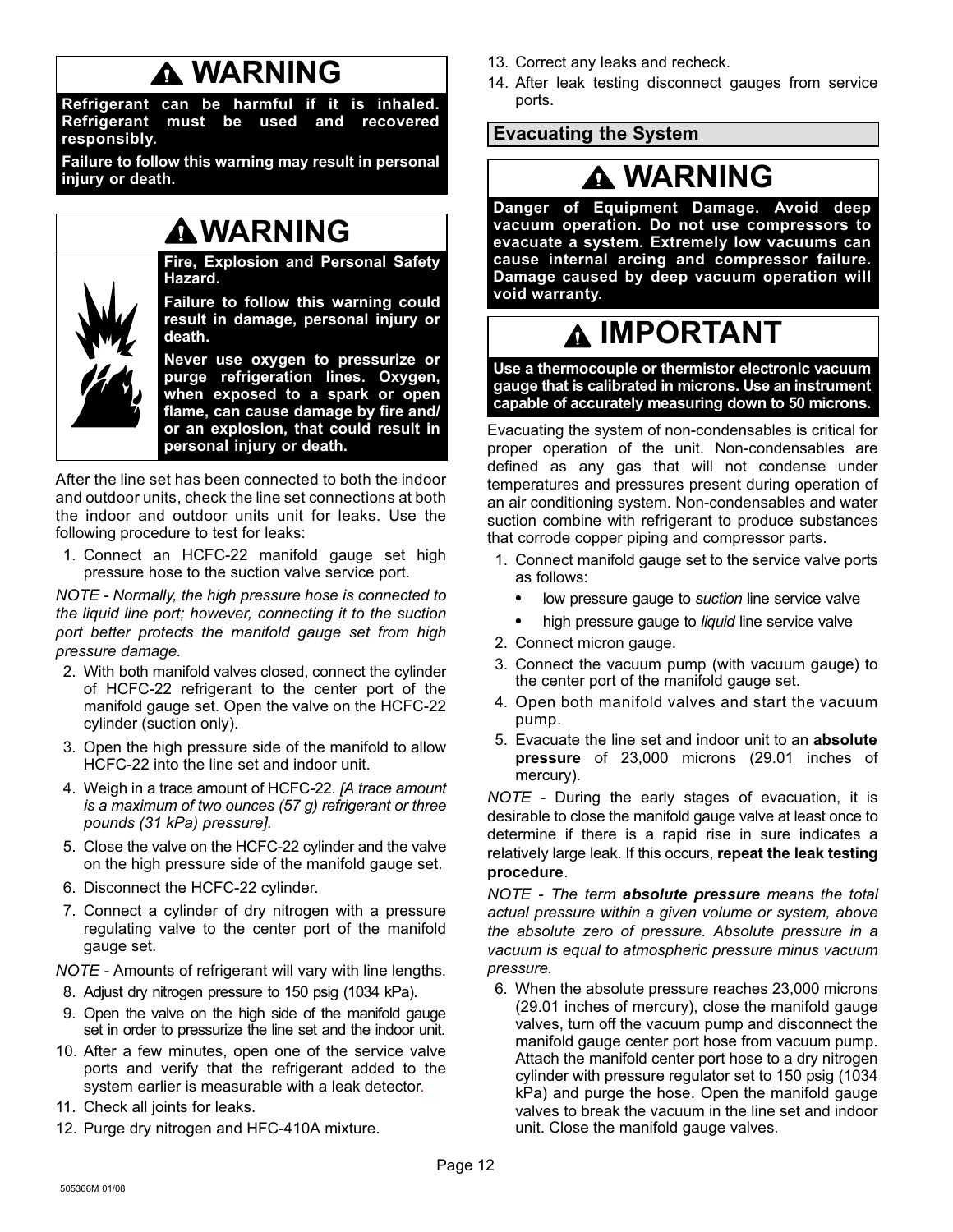## ⚠ WARNING

**Refrigerant can be harmful if it is inhaled. Refrigerant must be used and recovered responsibly.**

**Failure to follow this warning may result in personal injury or death.**

## ⚠ WARNING

**Fire, Explosion and Personal Safety Hazard.**

**Failure to follow this warning could result in damage, personal injury or death.**

**Never use oxygen to pressurize or purge refrigeration lines. Oxygen, when exposed to a spark or open flame, can cause damage by fire and/ or an explosion, that could result in personal injury or death.**

After the line set has been connected to both the indoor and outdoor units, check the line set connections at both the indoor and outdoor units unit for leaks. Use the following procedure to test for leaks:

1. Connect an HCFC-22 manifold gauge set high pressure hose to the suction valve service port.

*NOTE - Normally, the high pressure hose is connected to the liquid line port; however, connecting it to the suction port better protects the manifold gauge set from high pressure damage.*

2. With both manifold valves closed, connect the cylinder of HCFC-22 refrigerant to the center port of the manifold gauge set. Open the valve on the HCFC-22 cylinder (suction only).
3. Open the high pressure side of the manifold to allow HCFC-22 into the line set and indoor unit.
4. Weigh in a trace amount of HCFC-22. *[A trace amount is a maximum of two ounces (57 g) refrigerant or three pounds (31 kPa) pressure].*
5. Close the valve on the HCFC-22 cylinder and the valve on the high pressure side of the manifold gauge set.
6. Disconnect the HCFC-22 cylinder.
7. Connect a cylinder of dry nitrogen with a pressure regulating valve to the center port of the manifold gauge set.

*NOTE* - Amounts of refrigerant will vary with line lengths.

8. Adjust dry nitrogen pressure to 150 psig (1034 kPa).
9. Open the valve on the high side of the manifold gauge set in order to pressurize the line set and the indoor unit.
10. After a few minutes, open one of the service valve ports and verify that the refrigerant added to the system earlier is measurable with a leak detector.
11. Check all joints for leaks.
12. Purge dry nitrogen and HFC-410A mixture.
13. Correct any leaks and recheck.
14. After leak testing disconnect gauges from service ports.

## Evacuating the System

## ⚠ WARNING

**Danger of Equipment Damage. Avoid deep vacuum operation. Do not use compressors to evacuate a system. Extremely low vacuums can cause internal arcing and compressor failure. Damage caused by deep vacuum operation will void warranty.**

## ⚠ IMPORTANT

**Use a thermocouple or thermistor electronic vacuum gauge that is calibrated in microns. Use an instrument capable of accurately measuring down to 50 microns.**

Evacuating the system of non-condensables is critical for proper operation of the unit. Non-condensables are defined as any gas that will not condense under temperatures and pressures present during operation of an air conditioning system. Non-condensables and water suction combine with refrigerant to produce substances that corrode copper piping and compressor parts.

1. Connect manifold gauge set to the service valve ports as follows:
   - low pressure gauge to *suction* line service valve
   - high pressure gauge to *liquid* line service valve
2. Connect micron gauge.
3. Connect the vacuum pump (with vacuum gauge) to the center port of the manifold gauge set.
4. Open both manifold valves and start the vacuum pump.
5. Evacuate the line set and indoor unit to an **absolute pressure** of 23,000 microns (29.01 inches of mercury).

*NOTE* - During the early stages of evacuation, it is desirable to close the manifold gauge valve at least once to determine if there is a rapid rise in sure indicates a relatively large leak. If this occurs, **repeat the leak testing procedure**.

*NOTE - The term* ***absolute pressure*** *means the total actual pressure within a given volume or system, above the absolute zero of pressure. Absolute pressure in a vacuum is equal to atmospheric pressure minus vacuum pressure.*

6. When the absolute pressure reaches 23,000 microns (29.01 inches of mercury), close the manifold gauge valves, turn off the vacuum pump and disconnect the manifold gauge center port hose from vacuum pump. Attach the manifold center port hose to a dry nitrogen cylinder with pressure regulator set to 150 psig (1034 kPa) and purge the hose. Open the manifold gauge valves to break the vacuum in the line set and indoor unit. Close the manifold gauge valves.

505366M 01/08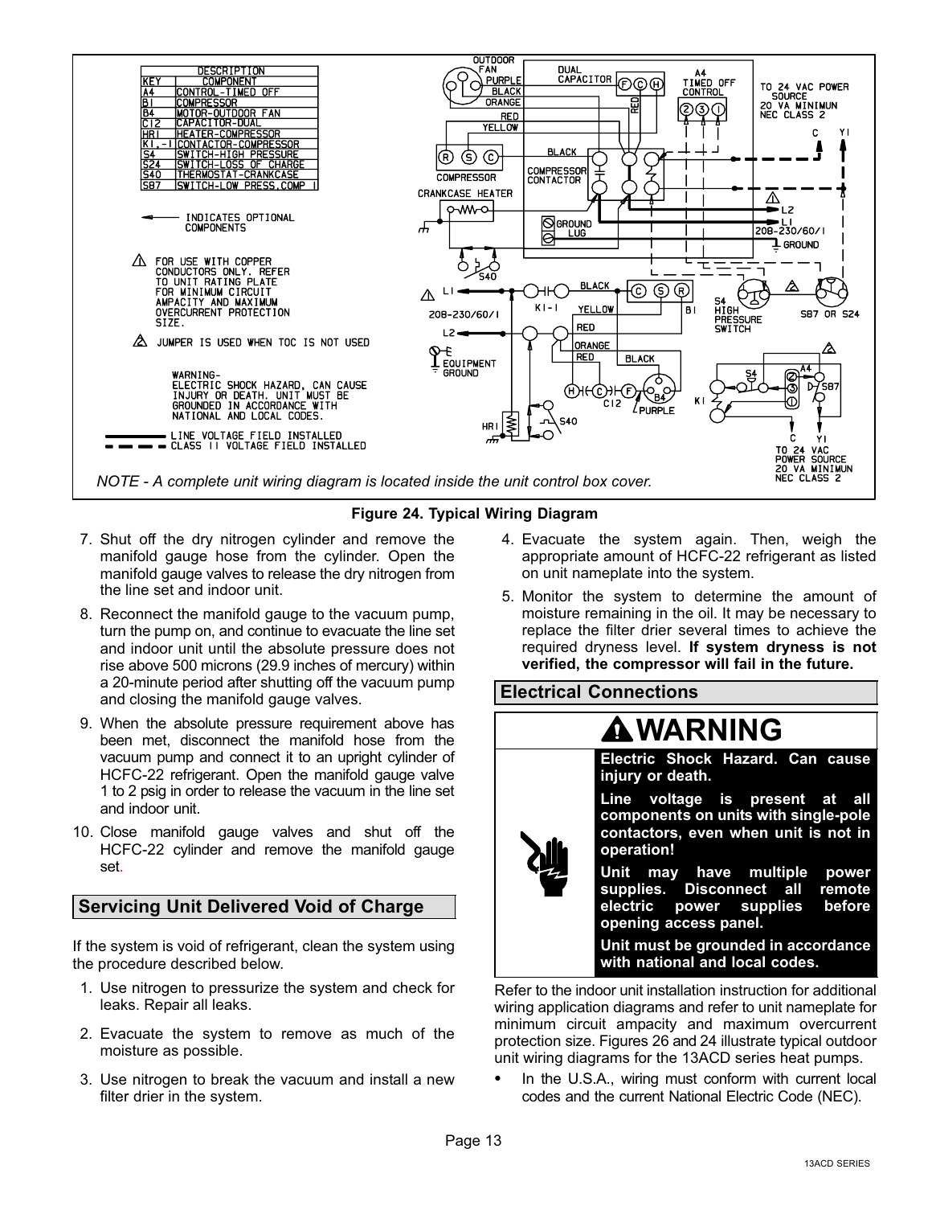| DESCRIPTION | |
|---|---|
| KEY | COMPONENT |
| A4 | CONTROL-TIMED OFF |
| B1 | COMPRESSOR |
| B4 | MOTOR-OUTDOOR FAN |
| C12 | CAPACITOR-DUAL |
| HR1 | HEATER-COMPRESSOR |
| K1,-1 | CONTACTOR-COMPRESSOR |
| S4 | SWITCH-HIGH PRESSURE |
| S24 | SWITCH-LOSS OF CHARGE |
| S40 | THERMOSTAT-CRANKCASE |
| S87 | SWITCH-LOW PRESS.COMP 1 |

◄─── INDICATES OPTIONAL COMPONENTS

⚠1 FOR USE WITH COPPER CONDUCTORS ONLY. REFER TO UNIT RATING PLATE FOR MINIMUM CIRCUIT AMPACITY AND MAXIMUM OVERCURRENT PROTECTION SIZE.

⚠2 JUMPER IS USED WHEN TOC IS NOT USED

WARNING- ELECTRIC SHOCK HAZARD, CAN CAUSE INJURY OR DEATH. UNIT MUST BE GROUNDED IN ACCORDANCE WITH NATIONAL AND LOCAL CODES.

──── LINE VOLTAGE FIELD INSTALLED
- - - - CLASS II VOLTAGE FIELD INSTALLED

*NOTE - A complete unit wiring diagram is located inside the unit control box cover.*

**Figure 24. Typical Wiring Diagram**

7. Shut off the dry nitrogen cylinder and remove the manifold gauge hose from the cylinder. Open the manifold gauge valves to release the dry nitrogen from the line set and indoor unit.
8. Reconnect the manifold gauge to the vacuum pump, turn the pump on, and continue to evacuate the line set and indoor unit until the absolute pressure does not rise above 500 microns (29.9 inches of mercury) within a 20-minute period after shutting off the vacuum pump and closing the manifold gauge valves.
9. When the absolute pressure requirement above has been met, disconnect the manifold hose from the vacuum pump and connect it to an upright cylinder of HCFC-22 refrigerant. Open the manifold gauge valve 1 to 2 psig in order to release the vacuum in the line set and indoor unit.
10. Close manifold gauge valves and shut off the HCFC-22 cylinder and remove the manifold gauge set.

## Servicing Unit Delivered Void of Charge

If the system is void of refrigerant, clean the system using the procedure described below.

1. Use nitrogen to pressurize the system and check for leaks. Repair all leaks.
2. Evacuate the system to remove as much of the moisture as possible.
3. Use nitrogen to break the vacuum and install a new filter drier in the system.
4. Evacuate the system again. Then, weigh the appropriate amount of HCFC-22 refrigerant as listed on unit nameplate into the system.
5. Monitor the system to determine the amount of moisture remaining in the oil. It may be necessary to replace the filter drier several times to achieve the required dryness level. **If system dryness is not verified, the compressor will fail in the future.**

## Electrical Connections

**⚠WARNING**

**Electric Shock Hazard. Can cause injury or death.**

**Line voltage is present at all components on units with single-pole contactors, even when unit is not in operation!**

**Unit may have multiple power supplies. Disconnect all remote electric power supplies before opening access panel.**

**Unit must be grounded in accordance with national and local codes.**

Refer to the indoor unit installation instruction for additional wiring application diagrams and refer to unit nameplate for minimum circuit ampacity and maximum overcurrent protection size. Figures 26 and 24 illustrate typical outdoor unit wiring diagrams for the 13ACD series heat pumps.

- In the U.S.A., wiring must conform with current local codes and the current National Electric Code (NEC).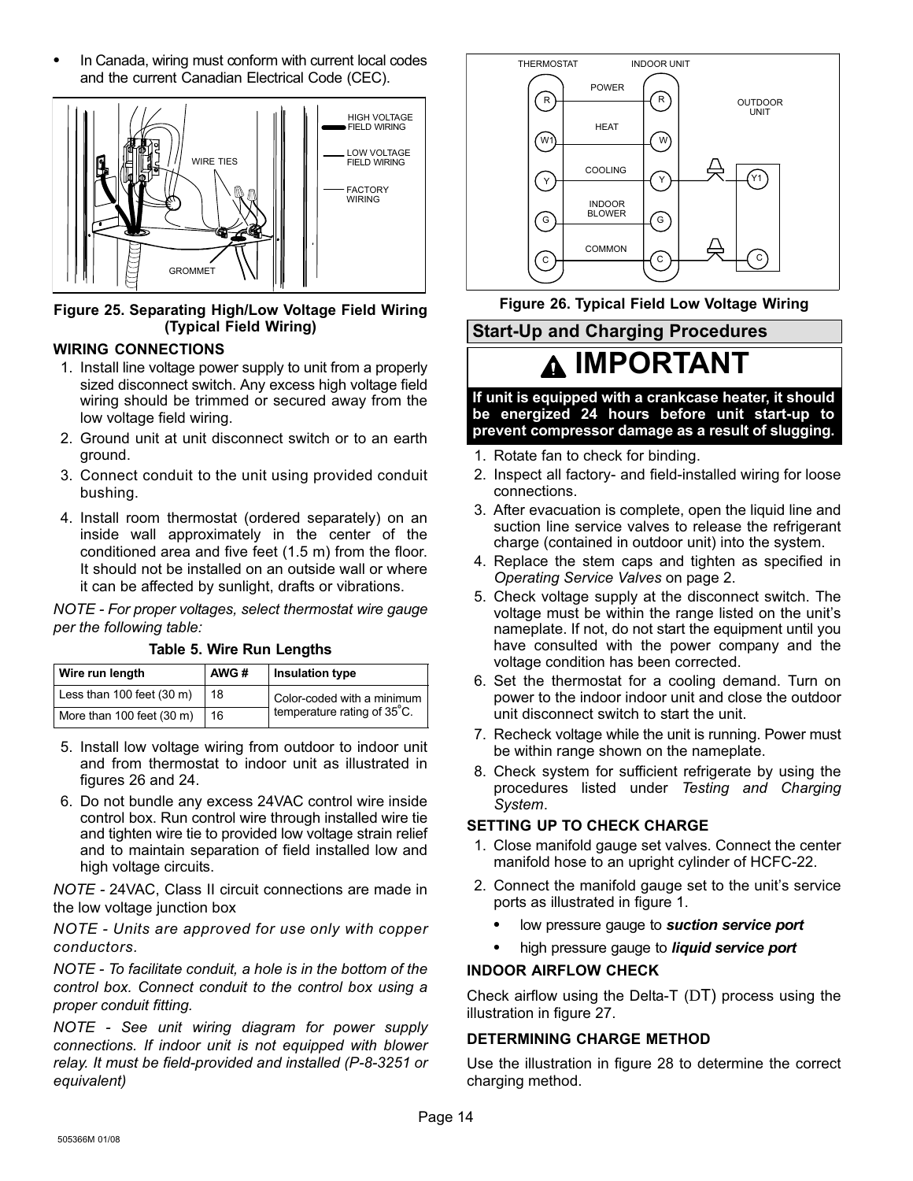- In Canada, wiring must conform with current local codes and the current Canadian Electrical Code (CEC).

HIGH VOLTAGE FIELD WIRING

LOW VOLTAGE FIELD WIRING

FACTORY WIRING

WIRE TIES

GROMMET

**Figure 25. Separating High/Low Voltage Field Wiring (Typical Field Wiring)**

### WIRING CONNECTIONS

1. Install line voltage power supply to unit from a properly sized disconnect switch. Any excess high voltage field wiring should be trimmed or secured away from the low voltage field wiring.
2. Ground unit at unit disconnect switch or to an earth ground.
3. Connect conduit to the unit using provided conduit bushing.
4. Install room thermostat (ordered separately) on an inside wall approximately in the center of the conditioned area and five feet (1.5 m) from the floor. It should not be installed on an outside wall or where it can be affected by sunlight, drafts or vibrations.

*NOTE - For proper voltages, select thermostat wire gauge per the following table:*

**Table 5. Wire Run Lengths**

| Wire run length | AWG # | Insulation type |
|---|---|---|
| Less than 100 feet (30 m) | 18 | Color-coded with a minimum temperature rating of 35°C. |
| More than 100 feet (30 m) | 16 | |

5. Install low voltage wiring from outdoor to indoor unit and from thermostat to indoor unit as illustrated in figures 26 and 24.
6. Do not bundle any excess 24VAC control wire inside control box. Run control wire through installed wire tie and tighten wire tie to provided low voltage strain relief and to maintain separation of field installed low and high voltage circuits.

*NOTE -* 24VAC, Class II circuit connections are made in the low voltage junction box

*NOTE - Units are approved for use only with copper conductors.*

*NOTE - To facilitate conduit, a hole is in the bottom of the control box. Connect conduit to the control box using a proper conduit fitting.*

*NOTE - See unit wiring diagram for power supply connections. If indoor unit is not equipped with blower relay. It must be field-provided and installed (P-8-3251 or equivalent)*

THERMOSTAT | INDOOR UNIT | OUTDOOR UNIT

R — POWER — R

W1 — HEAT — W

Y — COOLING — Y — Y1

G — INDOOR BLOWER — G

C — COMMON — C — C

**Figure 26. Typical Field Low Voltage Wiring**

## Start-Up and Charging Procedures

**IMPORTANT**

**If unit is equipped with a crankcase heater, it should be energized 24 hours before unit start-up to prevent compressor damage as a result of slugging.**

1. Rotate fan to check for binding.
2. Inspect all factory- and field-installed wiring for loose connections.
3. After evacuation is complete, open the liquid line and suction line service valves to release the refrigerant charge (contained in outdoor unit) into the system.
4. Replace the stem caps and tighten as specified in *Operating Service Valves* on page 2.
5. Check voltage supply at the disconnect switch. The voltage must be within the range listed on the unit's nameplate. If not, do not start the equipment until you have consulted with the power company and the voltage condition has been corrected.
6. Set the thermostat for a cooling demand. Turn on power to the indoor indoor unit and close the outdoor unit disconnect switch to start the unit.
7. Recheck voltage while the unit is running. Power must be within range shown on the nameplate.
8. Check system for sufficient refrigerate by using the procedures listed under *Testing and Charging System*.

### SETTING UP TO CHECK CHARGE

1. Close manifold gauge set valves. Connect the center manifold hose to an upright cylinder of HCFC-22.
2. Connect the manifold gauge set to the unit's service ports as illustrated in figure 1.
   - low pressure gauge to ***suction service port***
   - high pressure gauge to ***liquid service port***

### INDOOR AIRFLOW CHECK

Check airflow using the Delta-T (DT) process using the illustration in figure 27.

### DETERMINING CHARGE METHOD

Use the illustration in figure 28 to determine the correct charging method.

505366M 01/08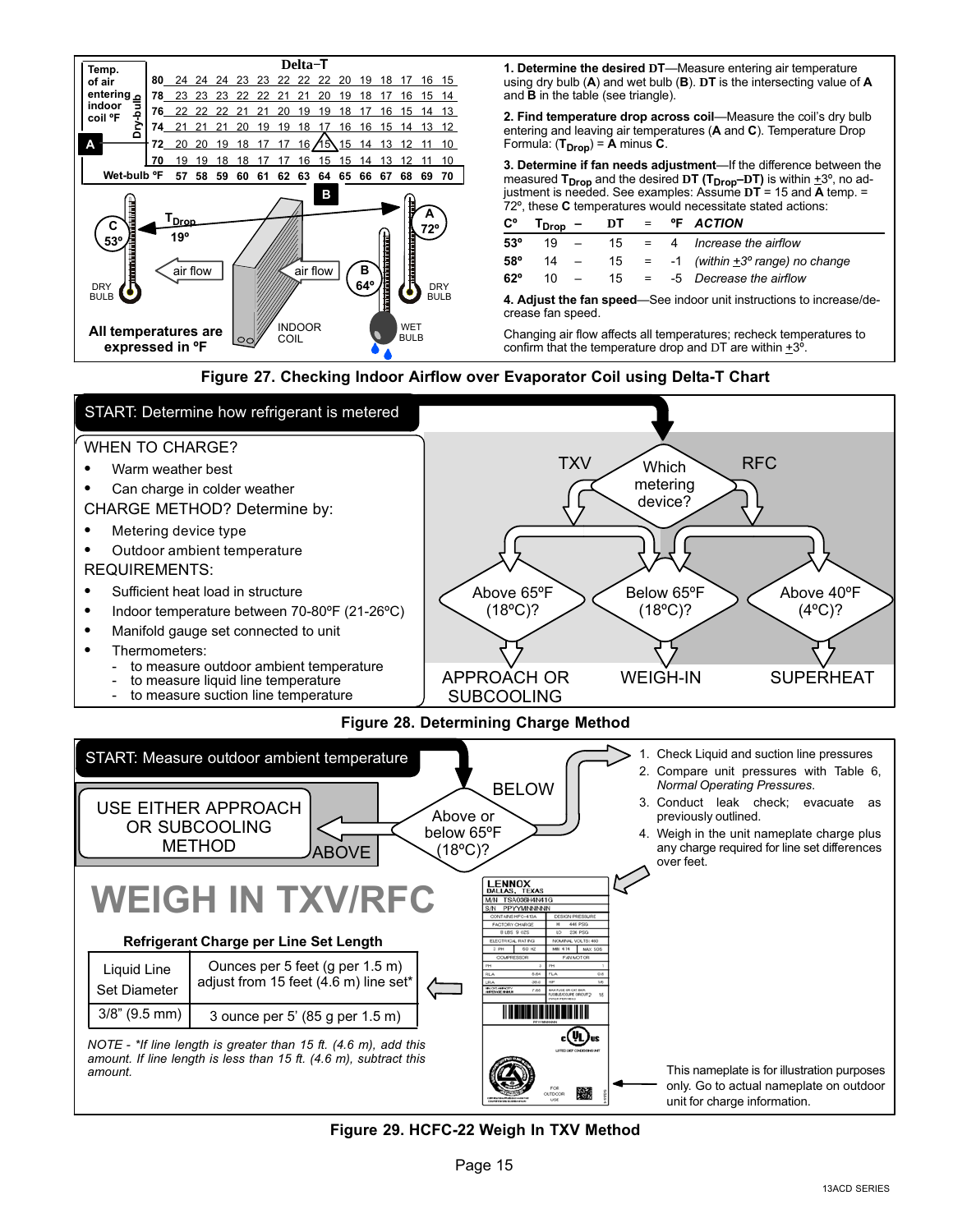**Delta–T**

| Temp. of air entering indoor coil °F (Dry-bulb) | | | | | | | | | | | | | | | |
|---|---|---|---|---|---|---|---|---|---|---|---|---|---|---|---|
| 80 | 24 | 24 | 24 | 23 | 23 | 22 | 22 | 22 | 20 | 19 | 18 | 17 | 16 | 15 |
| 78 | 23 | 23 | 23 | 22 | 22 | 21 | 21 | 20 | 19 | 18 | 17 | 16 | 15 | 14 |
| 76 | 22 | 22 | 22 | 21 | 21 | 20 | 19 | 19 | 18 | 17 | 16 | 15 | 14 | 13 |
| 74 | 21 | 21 | 21 | 20 | 19 | 19 | 18 | 17 | 16 | 16 | 15 | 14 | 13 | 12 |
| A 72 | 20 | 20 | 19 | 18 | 17 | 17 | 16 | 15 | 15 | 14 | 13 | 12 | 11 | 10 |
| 70 | 19 | 19 | 18 | 18 | 17 | 17 | 16 | 15 | 15 | 14 | 13 | 12 | 11 | 10 |
| Wet-bulb °F | 57 | 58 | 59 | 60 | 61 | 62 | 63 | 64 (B) | 65 | 66 | 67 | 68 | 69 | 70 |

C 53° — $T_{Drop}$ 19° — A 72° — B 64° — DRY BULB — air flow — INDOOR COIL — WET BULB — DRY BULB

All temperatures are expressed in °F

**1. Determine the desired DT**—Measure entering air temperature using dry bulb (**A**) and wet bulb (**B**). **DT** is the intersecting value of **A** and **B** in the table (see triangle).

**2. Find temperature drop across coil**—Measure the coil's dry bulb entering and leaving air temperatures (**A** and **C**). Temperature Drop Formula: ($T_{Drop}$) = **A** minus **C**.

**3. Determine if fan needs adjustment**—If the difference between the measured $T_{Drop}$ and the desired **DT** ($T_{Drop}$–DT) is within ±3°, no adjustment is needed. See examples: Assume **DT** = 15 and **A** temp. = 72°, these **C** temperatures would necessitate stated actions:

| C° | $T_{Drop}$ | – | DT | = | °F | ACTION |
|---|---|---|---|---|---|---|
| 53° | 19 | – | 15 | = | 4 | *Increase the airflow* |
| 58° | 14 | – | 15 | = | -1 | *(within ±3° range) no change* |
| 62° | 10 | – | 15 | = | -5 | *Decrease the airflow* |

**4. Adjust the fan speed**—See indoor unit instructions to increase/decrease fan speed.

Changing air flow affects all temperatures; recheck temperatures to confirm that the temperature drop and DT are within ±3°.

**Figure 27. Checking Indoor Airflow over Evaporator Coil using Delta-T Chart**

START: Determine how refrigerant is metered

WHEN TO CHARGE?

- Warm weather best
- Can charge in colder weather

CHARGE METHOD? Determine by:

- Metering device type
- Outdoor ambient temperature

REQUIREMENTS:

- Sufficient heat load in structure
- Indoor temperature between 70-80°F (21-26°C)
- Manifold gauge set connected to unit
- Thermometers:
  - to measure outdoor ambient temperature
  - to measure liquid line temperature
  - to measure suction line temperature

Which metering device?

- TXV → Above 65°F (18°C)? → APPROACH OR SUBCOOLING
- TXV / RFC → Below 65°F (18°C)? → WEIGH-IN
- RFC → Above 40°F (4°C)? → SUPERHEAT

**Figure 28. Determining Charge Method**

START: Measure outdoor ambient temperature

Above or below 65°F (18°C)?

ABOVE → USE EITHER APPROACH OR SUBCOOLING METHOD

BELOW →

1. Check Liquid and suction line pressures
2. Compare unit pressures with Table 6, *Normal Operating Pressures*.
3. Conduct leak check; evacuate as previously outlined.
4. Weigh in the unit nameplate charge plus any charge required for line set differences over feet.

# WEIGH IN TXV/RFC

**Refrigerant Charge per Line Set Length**

| Liquid Line Set Diameter | Ounces per 5 feet (g per 1.5 m) adjust from 15 feet (4.6 m) line set* |
|---|---|
| 3/8" (9.5 mm) | 3 ounce per 5' (85 g per 1.5 m) |

*NOTE - *If line length is greater than 15 ft. (4.6 m), add this amount. If line length is less than 15 ft. (4.6 m), subtract this amount.*

LENNOX DALLAS, TEXAS — M/N TSA036H4N41G — S/N PPYYMNNNNN

This nameplate is for illustration purposes only. Go to actual nameplate on outdoor unit for charge information.

**Figure 29. HCFC-22 Weigh In TXV Method**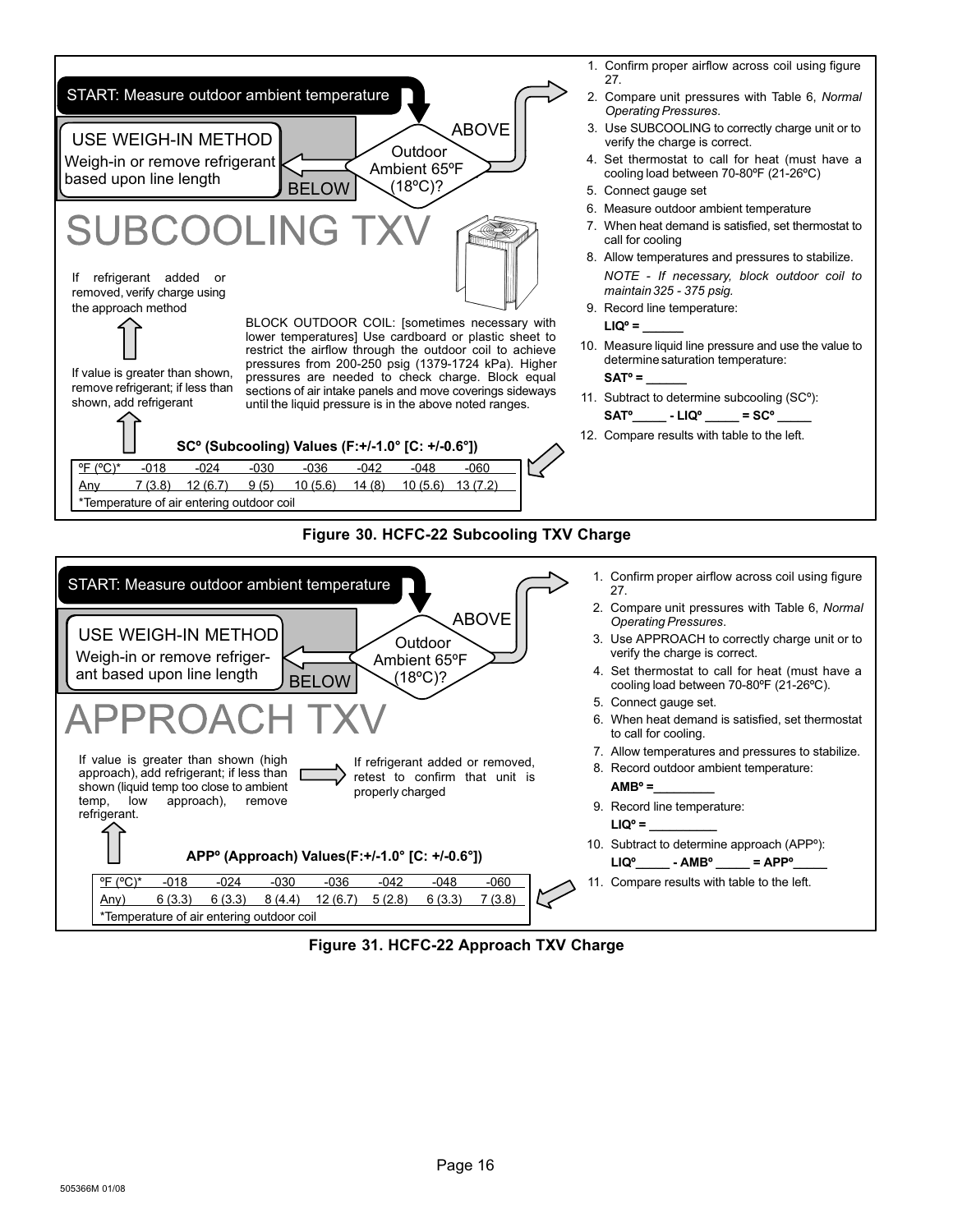START: Measure outdoor ambient temperature

Outdoor Ambient 65ºF (18ºC)?

BELOW → **USE WEIGH-IN METHOD** — Weigh-in or remove refrigerant based upon line length

ABOVE →

# SUBCOOLING TXV

1. Confirm proper airflow across coil using figure 27.
2. Compare unit pressures with Table 6, *Normal Operating Pressures*.
3. Use SUBCOOLING to correctly charge unit or to verify the charge is correct.
4. Set thermostat to call for heat (must have a cooling load between 70-80ºF (21-26ºC)
5. Connect gauge set
6. Measure outdoor ambient temperature
7. When heat demand is satisfied, set thermostat to call for cooling
8. Allow temperatures and pressures to stabilize.

   *NOTE - If necessary, block outdoor coil to maintain 325 - 375 psig.*
9. Record line temperature:

   **LIQº = ______**
10. Measure liquid line pressure and use the value to determine saturation temperature:

    **SATº = ______**
11. Subtract to determine subcooling (SCº):

    **SATº_____ - LIQº _____ = SCº _____**
12. Compare results with table to the left.

BLOCK OUTDOOR COIL: [sometimes necessary with lower temperatures] Use cardboard or plastic sheet to restrict the airflow through the outdoor coil to achieve pressures from 200-250 psig (1379-1724 kPa). Higher pressures are needed to check charge. Block equal sections of air intake panels and move coverings sideways until the liquid pressure is in the above noted ranges.

**SCº (Subcooling) Values (F:+/-1.0° [C: +/-0.6°])**

| ºF (ºC)* | -018 | -024 | -030 | -036 | -042 | -048 | -060 |
|---|---|---|---|---|---|---|---|
| Any | 7 (3.8) | 12 (6.7) | 9 (5) | 10 (5.6) | 14 (8) | 10 (5.6) | 13 (7.2) |

*Temperature of air entering outdoor coil

If value is greater than shown, remove refrigerant; if less than shown, add refrigerant

If refrigerant added or removed, verify charge using the approach method

**Figure 30. HCFC-22 Subcooling TXV Charge**

START: Measure outdoor ambient temperature

Outdoor Ambient 65ºF (18ºC)?

BELOW → **USE WEIGH-IN METHOD** — Weigh-in or remove refrigerant based upon line length

ABOVE →

# APPROACH TXV

1. Confirm proper airflow across coil using figure 27.
2. Compare unit pressures with Table 6, *Normal Operating Pressures*.
3. Use APPROACH to correctly charge unit or to verify the charge is correct.
4. Set thermostat to call for heat (must have a cooling load between 70-80ºF (21-26ºC).
5. Connect gauge set.
6. When heat demand is satisfied, set thermostat to call for cooling.
7. Allow temperatures and pressures to stabilize.
8. Record outdoor ambient temperature:

   **AMBº =_________**
9. Record line temperature:

   **LIQº = __________**
10. Subtract to determine approach (APPº):

    **LIQº_____ - AMBº _____ = APPº_____**
11. Compare results with table to the left.

**APPº (Approach) Values(F:+/-1.0° [C: +/-0.6°])**

| ºF (ºC)* | -018 | -024 | -030 | -036 | -042 | -048 | -060 |
|---|---|---|---|---|---|---|---|
| Any) | 6 (3.3) | 6 (3.3) | 8 (4.4) | 12 (6.7) | 5 (2.8) | 6 (3.3) | 7 (3.8) |

*Temperature of air entering outdoor coil

If value is greater than shown (high approach), add refrigerant; if less than shown (liquid temp too close to ambient temp, low approach), remove refrigerant.

If refrigerant added or removed, retest to confirm that unit is properly charged

**Figure 31. HCFC-22 Approach TXV Charge**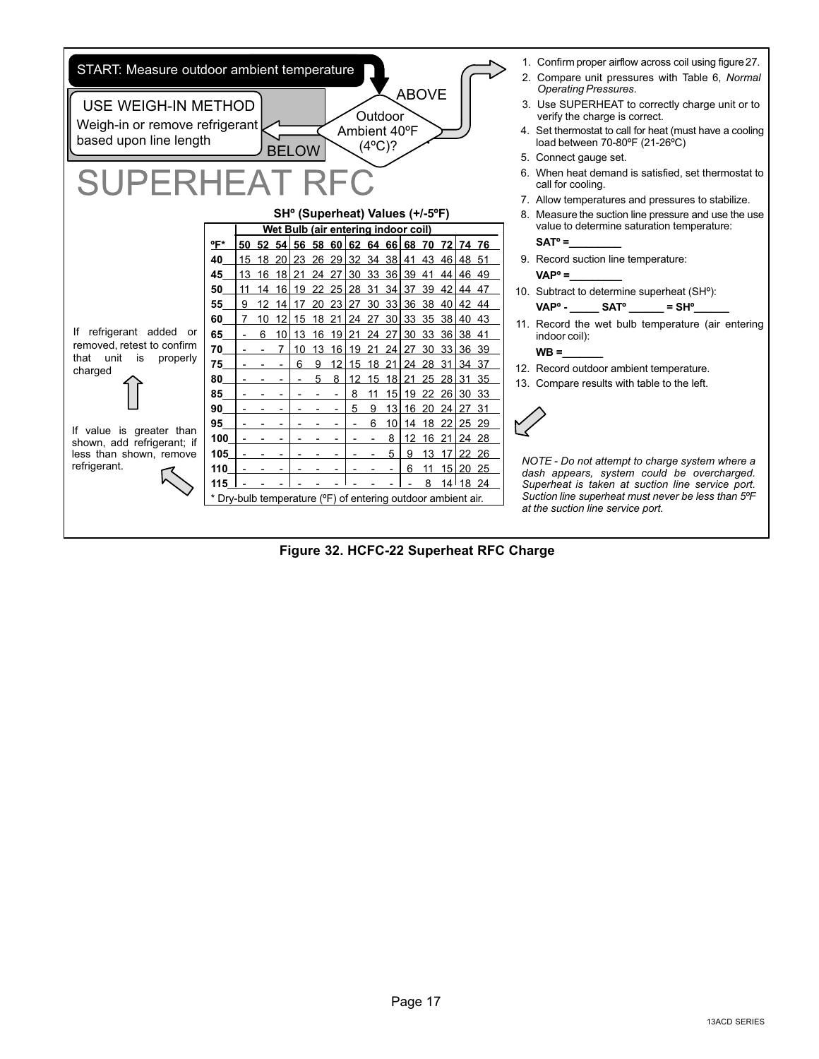START: Measure outdoor ambient temperature

Outdoor Ambient 40ºF (4ºC)?

ABOVE

BELOW

**USE WEIGH-IN METHOD**

Weigh-in or remove refrigerant based upon line length

# SUPERHEAT RFC

**SHº (Superheat) Values (+/-5ºF)**

| ºF* | Wet Bulb (air entering indoor coil) 50 | 52 | 54 | 56 | 58 | 60 | 62 | 64 | 66 | 68 | 70 | 72 | 74 | 76 |
|---|---|---|---|---|---|---|---|---|---|---|---|---|---|---|
| 40 | 15 | 18 | 20 | 23 | 26 | 29 | 32 | 34 | 38 | 41 | 43 | 46 | 48 | 51 |
| 45 | 13 | 16 | 18 | 21 | 24 | 27 | 30 | 33 | 36 | 39 | 41 | 44 | 46 | 49 |
| 50 | 11 | 14 | 16 | 19 | 22 | 25 | 28 | 31 | 34 | 37 | 39 | 42 | 44 | 47 |
| 55 | 9 | 12 | 14 | 17 | 20 | 23 | 27 | 30 | 33 | 36 | 38 | 40 | 42 | 44 |
| 60 | 7 | 10 | 12 | 15 | 18 | 21 | 24 | 27 | 30 | 33 | 35 | 38 | 40 | 43 |
| 65 | - | 6 | 10 | 13 | 16 | 19 | 21 | 24 | 27 | 30 | 33 | 36 | 38 | 41 |
| 70 | - | - | 7 | 10 | 13 | 16 | 19 | 21 | 24 | 27 | 30 | 33 | 36 | 39 |
| 75 | - | - | - | 6 | 9 | 12 | 15 | 18 | 21 | 24 | 28 | 31 | 34 | 37 |
| 80 | - | - | - | - | 5 | 8 | 12 | 15 | 18 | 21 | 25 | 28 | 31 | 35 |
| 85 | - | - | - | - | - | - | 8 | 11 | 15 | 19 | 22 | 26 | 30 | 33 |
| 90 | - | - | - | - | - | - | 5 | 9 | 13 | 16 | 20 | 24 | 27 | 31 |
| 95 | - | - | - | - | - | - | - | 6 | 10 | 14 | 18 | 22 | 25 | 29 |
| 100 | - | - | - | - | - | - | - | - | 8 | 12 | 16 | 21 | 24 | 28 |
| 105 | - | - | - | - | - | - | - | - | 5 | 9 | 13 | 17 | 22 | 26 |
| 110 | - | - | - | - | - | - | - | - | - | 6 | 11 | 15 | 20 | 25 |
| 115 | - | - | - | - | - | - | - | - | - | - | 8 | 14 | 18 | 24 |

\* Dry-bulb temperature (ºF) of entering outdoor ambient air.

If value is greater than shown, add refrigerant; if less than shown, remove refrigerant.

If refrigerant added or removed, retest to confirm that unit is properly charged

1. Confirm proper airflow across coil using figure 27.
2. Compare unit pressures with Table 6, *Normal Operating Pressures*.
3. Use SUPERHEAT to correctly charge unit or to verify the charge is correct.
4. Set thermostat to call for heat (must have a cooling load between 70-80ºF (21-26ºC)
5. Connect gauge set.
6. When heat demand is satisfied, set thermostat to call for cooling.
7. Allow temperatures and pressures to stabilize.
8. Measure the suction line pressure and use the use value to determine saturation temperature:

   **SATº =\_\_\_\_\_\_\_\_\_**
9. Record suction line temperature:

   **VAPº =\_\_\_\_\_\_\_\_\_**
10. Subtract to determine superheat (SHº):

    **VAPº - \_\_\_\_\_ SATº \_\_\_\_\_\_ = SHº\_\_\_\_\_\_**
11. Record the wet bulb temperature (air entering indoor coil):

    **WB =\_\_\_\_\_\_\_**
12. Record outdoor ambient temperature.
13. Compare results with table to the left.

*NOTE - Do not attempt to charge system where a dash appears, system could be overcharged. Superheat is taken at suction line service port. Suction line superheat must never be less than 5ºF at the suction line service port.*

**Figure 32. HCFC-22 Superheat RFC Charge**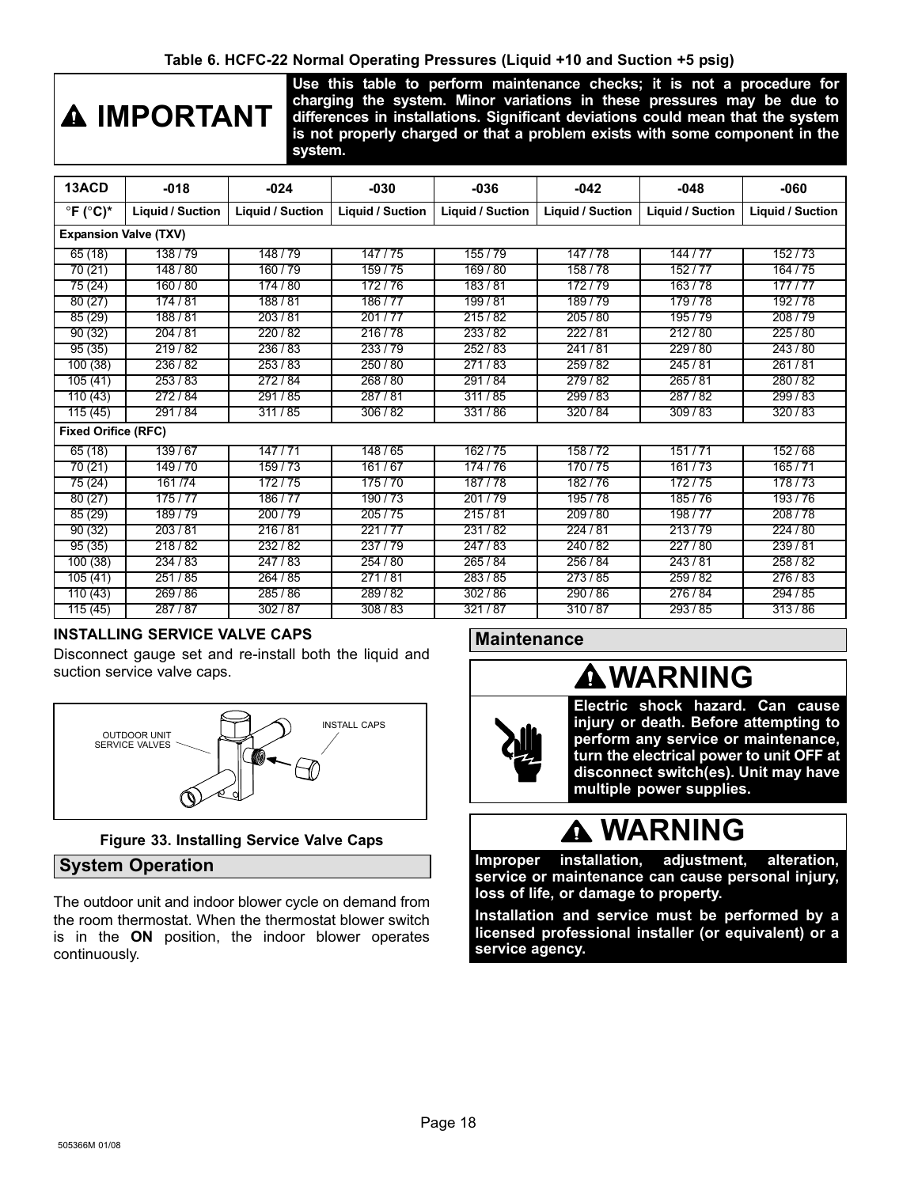**Table 6. HCFC-22 Normal Operating Pressures (Liquid +10 and Suction +5 psig)**

**IMPORTANT**

**Use this table to perform maintenance checks; it is not a procedure for charging the system. Minor variations in these pressures may be due to differences in installations. Significant deviations could mean that the system is not properly charged or that a problem exists with some component in the system.**

| 13ACD | -018 | -024 | -030 | -036 | -042 | -048 | -060 |
|---|---|---|---|---|---|---|---|
| °F (°C)* | Liquid / Suction | Liquid / Suction | Liquid / Suction | Liquid / Suction | Liquid / Suction | Liquid / Suction | Liquid / Suction |
| **Expansion Valve (TXV)** | | | | | | | |
| 65 (18) | 138 / 79 | 148 / 79 | 147 / 75 | 155 / 79 | 147 / 78 | 144 / 77 | 152 / 73 |
| 70 (21) | 148 / 80 | 160 / 79 | 159 / 75 | 169 / 80 | 158 / 78 | 152 / 77 | 164 / 75 |
| 75 (24) | 160 / 80 | 174 / 80 | 172 / 76 | 183 / 81 | 172 / 79 | 163 / 78 | 177 / 77 |
| 80 (27) | 174 / 81 | 188 / 81 | 186 / 77 | 199 / 81 | 189 / 79 | 179 / 78 | 192 / 78 |
| 85 (29) | 188 / 81 | 203 / 81 | 201 / 77 | 215 / 82 | 205 / 80 | 195 / 79 | 208 / 79 |
| 90 (32) | 204 / 81 | 220 / 82 | 216 / 78 | 233 / 82 | 222 / 81 | 212 / 80 | 225 / 80 |
| 95 (35) | 219 / 82 | 236 / 83 | 233 / 79 | 252 / 83 | 241 / 81 | 229 / 80 | 243 / 80 |
| 100 (38) | 236 / 82 | 253 / 83 | 250 / 80 | 271 / 83 | 259 / 82 | 245 / 81 | 261 / 81 |
| 105 (41) | 253 / 83 | 272 / 84 | 268 / 80 | 291 / 84 | 279 / 82 | 265 / 81 | 280 / 82 |
| 110 (43) | 272 / 84 | 291 / 85 | 287 / 81 | 311 / 85 | 299 / 83 | 287 / 82 | 299 / 83 |
| 115 (45) | 291 / 84 | 311 / 85 | 306 / 82 | 331 / 86 | 320 / 84 | 309 / 83 | 320 / 83 |
| **Fixed Orifice (RFC)** | | | | | | | |
| 65 (18) | 139 / 67 | 147 / 71 | 148 / 65 | 162 / 75 | 158 / 72 | 151 / 71 | 152 / 68 |
| 70 (21) | 149 / 70 | 159 / 73 | 161 / 67 | 174 / 76 | 170 / 75 | 161 / 73 | 165 / 71 |
| 75 (24) | 161 /74 | 172 / 75 | 175 / 70 | 187 / 78 | 182 / 76 | 172 / 75 | 178 / 73 |
| 80 (27) | 175 / 77 | 186 / 77 | 190 / 73 | 201 / 79 | 195 / 78 | 185 / 76 | 193 / 76 |
| 85 (29) | 189 / 79 | 200 / 79 | 205 / 75 | 215 / 81 | 209 / 80 | 198 / 77 | 208 / 78 |
| 90 (32) | 203 / 81 | 216 / 81 | 221 / 77 | 231 / 82 | 224 / 81 | 213 / 79 | 224 / 80 |
| 95 (35) | 218 / 82 | 232 / 82 | 237 / 79 | 247 / 83 | 240 / 82 | 227 / 80 | 239 / 81 |
| 100 (38) | 234 / 83 | 247 / 83 | 254 / 80 | 265 / 84 | 256 / 84 | 243 / 81 | 258 / 82 |
| 105 (41) | 251 / 85 | 264 / 85 | 271 / 81 | 283 / 85 | 273 / 85 | 259 / 82 | 276 / 83 |
| 110 (43) | 269 / 86 | 285 / 86 | 289 / 82 | 302 / 86 | 290 / 86 | 276 / 84 | 294 / 85 |
| 115 (45) | 287 / 87 | 302 / 87 | 308 / 83 | 321 / 87 | 310 / 87 | 293 / 85 | 313 / 86 |

### INSTALLING SERVICE VALVE CAPS

Disconnect gauge set and re-install both the liquid and suction service valve caps.

OUTDOOR UNIT SERVICE VALVES

INSTALL CAPS

**Figure 33. Installing Service Valve Caps**

## System Operation

The outdoor unit and indoor blower cycle on demand from the room thermostat. When the thermostat blower switch is in the **ON** position, the indoor blower operates continuously.

## Maintenance

**WARNING**

**Electric shock hazard. Can cause injury or death. Before attempting to perform any service or maintenance, turn the electrical power to unit OFF at disconnect switch(es). Unit may have multiple power supplies.**

**WARNING**

**Improper installation, adjustment, alteration, service or maintenance can cause personal injury, loss of life, or damage to property.**

**Installation and service must be performed by a licensed professional installer (or equivalent) or a service agency.**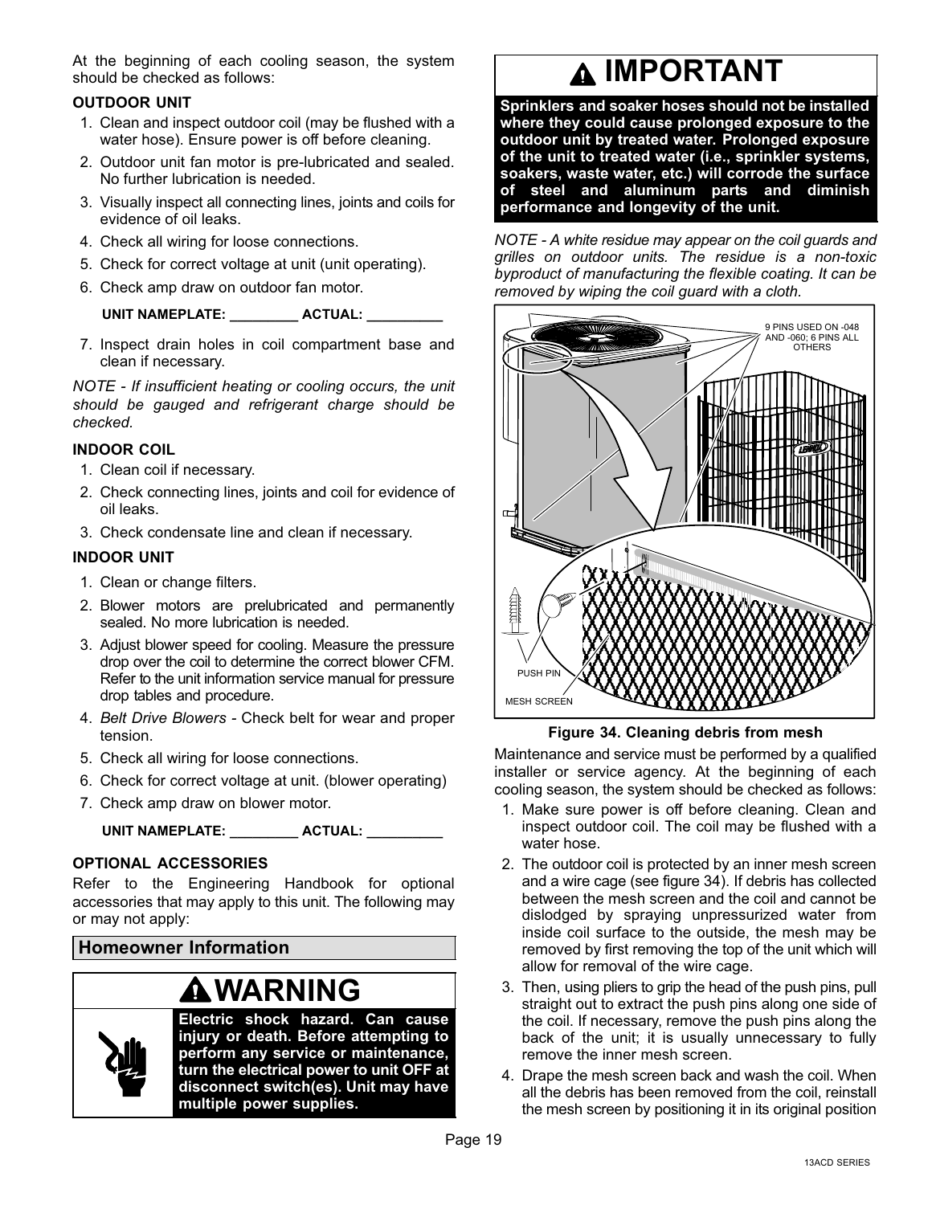At the beginning of each cooling season, the system should be checked as follows:

**OUTDOOR UNIT**

1. Clean and inspect outdoor coil (may be flushed with a water hose). Ensure power is off before cleaning.
2. Outdoor unit fan motor is pre-lubricated and sealed. No further lubrication is needed.
3. Visually inspect all connecting lines, joints and coils for evidence of oil leaks.
4. Check all wiring for loose connections.
5. Check for correct voltage at unit (unit operating).
6. Check amp draw on outdoor fan motor.

   UNIT NAMEPLATE: _________ ACTUAL: __________

7. Inspect drain holes in coil compartment base and clean if necessary.

*NOTE - If insufficient heating or cooling occurs, the unit should be gauged and refrigerant charge should be checked.*

**INDOOR COIL**

1. Clean coil if necessary.
2. Check connecting lines, joints and coil for evidence of oil leaks.
3. Check condensate line and clean if necessary.

**INDOOR UNIT**

1. Clean or change filters.
2. Blower motors are prelubricated and permanently sealed. No more lubrication is needed.
3. Adjust blower speed for cooling. Measure the pressure drop over the coil to determine the correct blower CFM. Refer to the unit information service manual for pressure drop tables and procedure.
4. *Belt Drive Blowers* - Check belt for wear and proper tension.
5. Check all wiring for loose connections.
6. Check for correct voltage at unit. (blower operating)
7. Check amp draw on blower motor.

   UNIT NAMEPLATE: _________ ACTUAL: __________

**OPTIONAL ACCESSORIES**

Refer to the Engineering Handbook for optional accessories that may apply to this unit. The following may or may not apply:

## Homeowner Information

**WARNING**

**Electric shock hazard. Can cause injury or death. Before attempting to perform any service or maintenance, turn the electrical power to unit OFF at disconnect switch(es). Unit may have multiple power supplies.**

**IMPORTANT**

**Sprinklers and soaker hoses should not be installed where they could cause prolonged exposure to the outdoor unit by treated water. Prolonged exposure of the unit to treated water (i.e., sprinkler systems, soakers, waste water, etc.) will corrode the surface of steel and aluminum parts and diminish performance and longevity of the unit.**

*NOTE - A white residue may appear on the coil guards and grilles on outdoor units. The residue is a non-toxic byproduct of manufacturing the flexible coating. It can be removed by wiping the coil guard with a cloth.*

9 PINS USED ON -048 AND -060; 6 PINS ALL OTHERS

PUSH PIN

MESH SCREEN

**Figure 34. Cleaning debris from mesh**

Maintenance and service must be performed by a qualified installer or service agency. At the beginning of each cooling season, the system should be checked as follows:

1. Make sure power is off before cleaning. Clean and inspect outdoor coil. The coil may be flushed with a water hose.
2. The outdoor coil is protected by an inner mesh screen and a wire cage (see figure 34). If debris has collected between the mesh screen and the coil and cannot be dislodged by spraying unpressurized water from inside coil surface to the outside, the mesh may be removed by first removing the top of the unit which will allow for removal of the wire cage.
3. Then, using pliers to grip the head of the push pins, pull straight out to extract the push pins along one side of the coil. If necessary, remove the push pins along the back of the unit; it is usually unnecessary to fully remove the inner mesh screen.
4. Drape the mesh screen back and wash the coil. When all the debris has been removed from the coil, reinstall the mesh screen by positioning it in its original position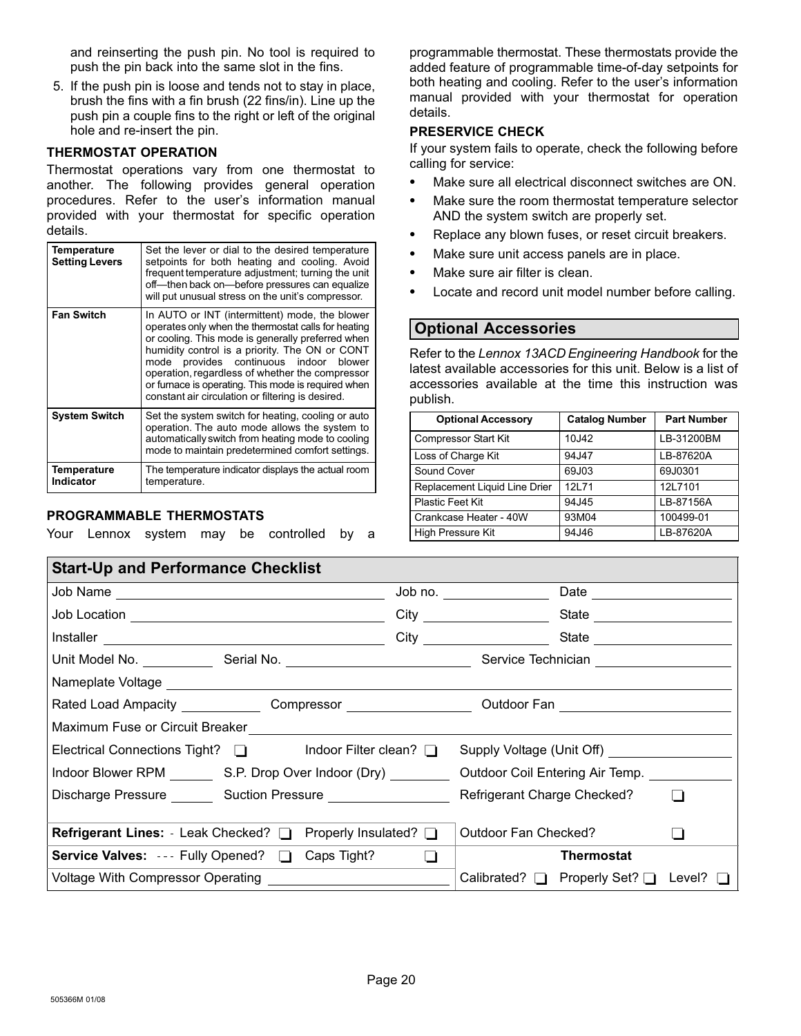and reinserting the push pin. No tool is required to push the pin back into the same slot in the fins.

5. If the push pin is loose and tends not to stay in place, brush the fins with a fin brush (22 fins/in). Line up the push pin a couple fins to the right or left of the original hole and re-insert the pin.

### THERMOSTAT OPERATION

Thermostat operations vary from one thermostat to another. The following provides general operation procedures. Refer to the user's information manual provided with your thermostat for specific operation details.

| | |
|---|---|
| **Temperature Setting Levers** | Set the lever or dial to the desired temperature setpoints for both heating and cooling. Avoid frequent temperature adjustment; turning the unit off—then back on—before pressures can equalize will put unusual stress on the unit's compressor. |
| **Fan Switch** | In AUTO or INT (intermittent) mode, the blower operates only when the thermostat calls for heating or cooling. This mode is generally preferred when humidity control is a priority. The ON or CONT mode provides continuous indoor blower operation, regardless of whether the compressor or furnace is operating. This mode is required when constant air circulation or filtering is desired. |
| **System Switch** | Set the system switch for heating, cooling or auto operation. The auto mode allows the system to automatically switch from heating mode to cooling mode to maintain predetermined comfort settings. |
| **Temperature Indicator** | The temperature indicator displays the actual room temperature. |

### PROGRAMMABLE THERMOSTATS

Your Lennox system may be controlled by a programmable thermostat. These thermostats provide the added feature of programmable time-of-day setpoints for both heating and cooling. Refer to the user's information manual provided with your thermostat for operation details.

### PRESERVICE CHECK

If your system fails to operate, check the following before calling for service:

- Make sure all electrical disconnect switches are ON.
- Make sure the room thermostat temperature selector AND the system switch are properly set.
- Replace any blown fuses, or reset circuit breakers.
- Make sure unit access panels are in place.
- Make sure air filter is clean.
- Locate and record unit model number before calling.

## Optional Accessories

Refer to the *Lennox 13ACD Engineering Handbook* for the latest available accessories for this unit. Below is a list of accessories available at the time this instruction was publish.

| Optional Accessory | Catalog Number | Part Number |
|---|---|---|
| Compressor Start Kit | 10J42 | LB-31200BM |
| Loss of Charge Kit | 94J47 | LB-87620A |
| Sound Cover | 69J03 | 69J0301 |
| Replacement Liquid Line Drier | 12L71 | 12L7101 |
| Plastic Feet Kit | 94J45 | LB-87156A |
| Crankcase Heater - 40W | 93M04 | 100499-01 |
| High Pressure Kit | 94J46 | LB-87620A |

## Start-Up and Performance Checklist

Job Name ______________________ Job no. __________ Date __________

Job Location ______________________ City __________ State __________

Installer ______________________ City __________ State __________

Unit Model No. ________ Serial No. ______________ Service Technician __________

Nameplate Voltage ______________________

Rated Load Ampacity ________ Compressor ____________ Outdoor Fan ____________

Maximum Fuse or Circuit Breaker ______________________

Electrical Connections Tight? ❑ Indoor Filter clean? ❑ Supply Voltage (Unit Off) __________

Indoor Blower RPM ______ S.P. Drop Over Indoor (Dry) ______ Outdoor Coil Entering Air Temp. ______

Discharge Pressure ______ Suction Pressure ______ Refrigerant Charge Checked? ❑

**Refrigerant Lines:** - Leak Checked? ❑ Properly Insulated? ❑ Outdoor Fan Checked? ❑

**Service Valves:** - - - Fully Opened? ❑ Caps Tight? ❑

**Thermostat**

Voltage With Compressor Operating ______________ Calibrated? ❑ Properly Set? ❑ Level? ❑

505366M 01/08